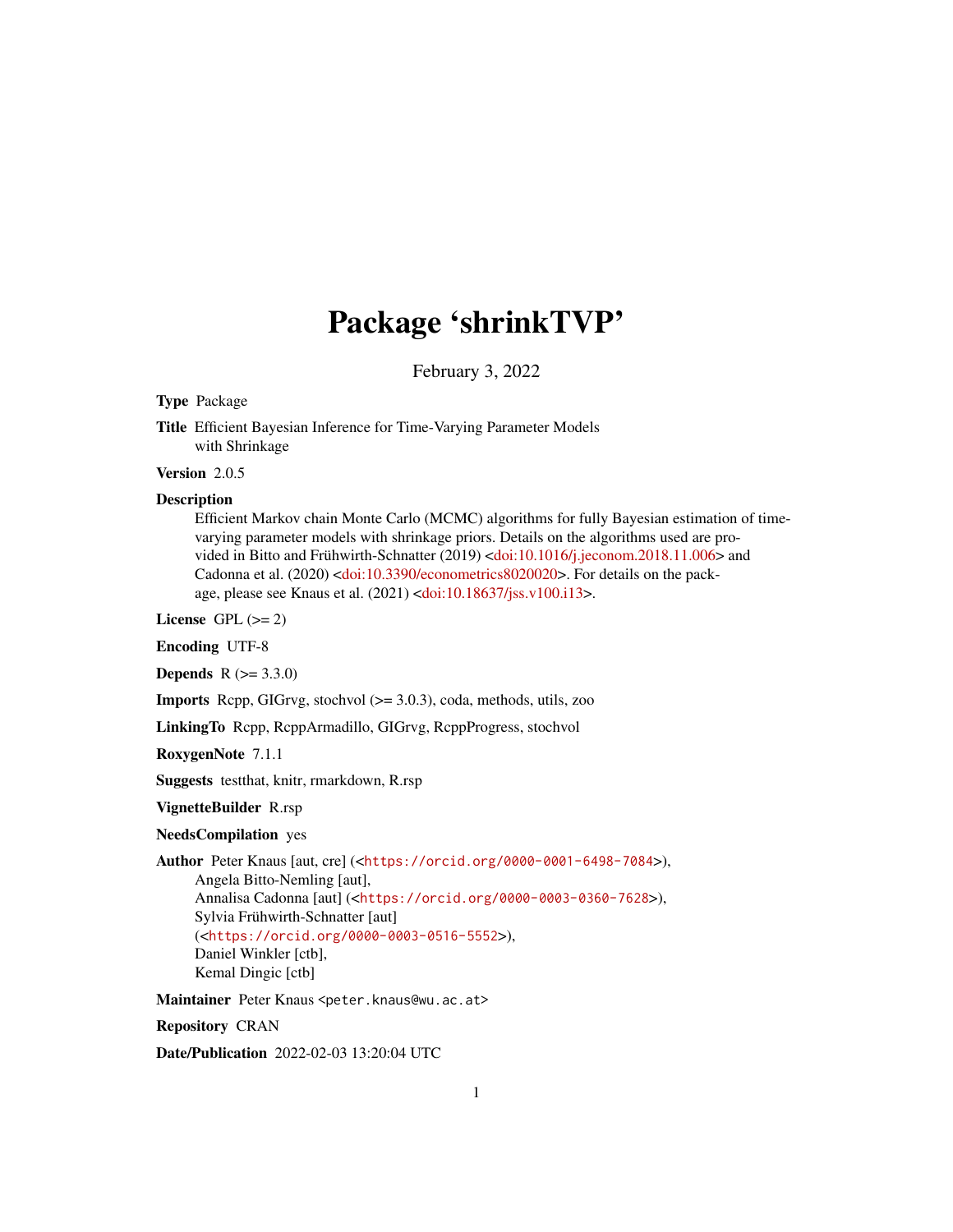# Package 'shrinkTVP'

February 3, 2022

**Type** Package

**Title** Efficient Bayesian Inference for Time-Varying Parameter Models with Shrinkage

**Version** 2.0.5

**Description** Efficient Markov chain Monte Carlo (MCMC) algorithms for fully Bayesian estimation of time-varying parameter models with shrinkage priors. Details on the algorithms used are provided in Bitto and Frühwirth-Schnatter (2019) <doi:10.1016/j.jeconom.2018.11.006> and Cadonna et al. (2020) <doi:10.3390/econometrics8020020>. For details on the package, please see Knaus et al. (2021) <doi:10.18637/jss.v100.i13>.

**License** GPL (>= 2)

**Encoding** UTF-8

**Depends** R (>= 3.3.0)

**Imports** Rcpp, GIGrvg, stochvol (>= 3.0.3), coda, methods, utils, zoo

**LinkingTo** Rcpp, RcppArmadillo, GIGrvg, RcppProgress, stochvol

**RoxygenNote** 7.1.1

**Suggests** testthat, knitr, rmarkdown, R.rsp

**VignetteBuilder** R.rsp

**NeedsCompilation** yes

**Author** Peter Knaus [aut, cre] (<https://orcid.org/0000-0001-6498-7084>),
Angela Bitto-Nemling [aut],
Annalisa Cadonna [aut] (<https://orcid.org/0000-0003-0360-7628>),
Sylvia Frühwirth-Schnatter [aut]
(<https://orcid.org/0000-0003-0516-5552>),
Daniel Winkler [ctb],
Kemal Dingic [ctb]

**Maintainer** Peter Knaus <peter.knaus@wu.ac.at>

**Repository** CRAN

**Date/Publication** 2022-02-03 13:20:04 UTC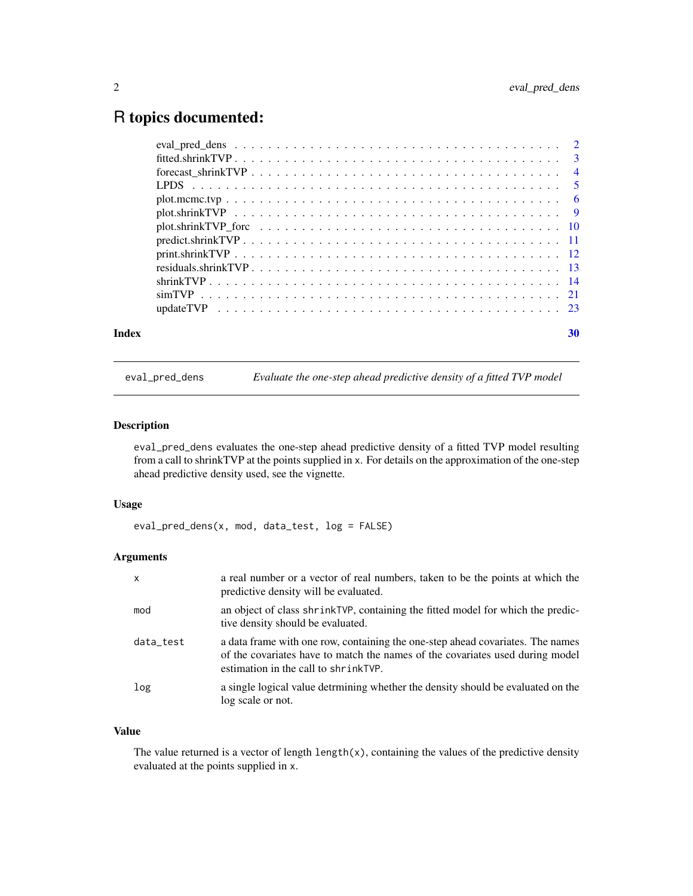# R topics documented:

| | |
|---|---|
| eval_pred_dens | 2 |
| fitted.shrinkTVP | 3 |
| forecast_shrinkTVP | 4 |
| LPDS | 5 |
| plot.mcmc.tvp | 6 |
| plot.shrinkTVP | 9 |
| plot.shrinkTVP_forc | 10 |
| predict.shrinkTVP | 11 |
| print.shrinkTVP | 12 |
| residuals.shrinkTVP | 13 |
| shrinkTVP | 14 |
| simTVP | 21 |
| updateTVP | 23 |

**Index** 30

---

## eval_pred_dens — *Evaluate the one-step ahead predictive density of a fitted TVP model*

### Description

eval_pred_dens evaluates the one-step ahead predictive density of a fitted TVP model resulting from a call to shrinkTVP at the points supplied in x. For details on the approximation of the one-step ahead predictive density used, see the vignette.

### Usage

```
eval_pred_dens(x, mod, data_test, log = FALSE)
```

### Arguments

| | |
|---|---|
| x | a real number or a vector of real numbers, taken to be the points at which the predictive density will be evaluated. |
| mod | an object of class shrinkTVP, containing the fitted model for which the predictive density should be evaluated. |
| data_test | a data frame with one row, containing the one-step ahead covariates. The names of the covariates have to match the names of the covariates used during model estimation in the call to shrinkTVP. |
| log | a single logical value detrmining whether the density should be evaluated on the log scale or not. |

### Value

The value returned is a vector of length length(x), containing the values of the predictive density evaluated at the points supplied in x.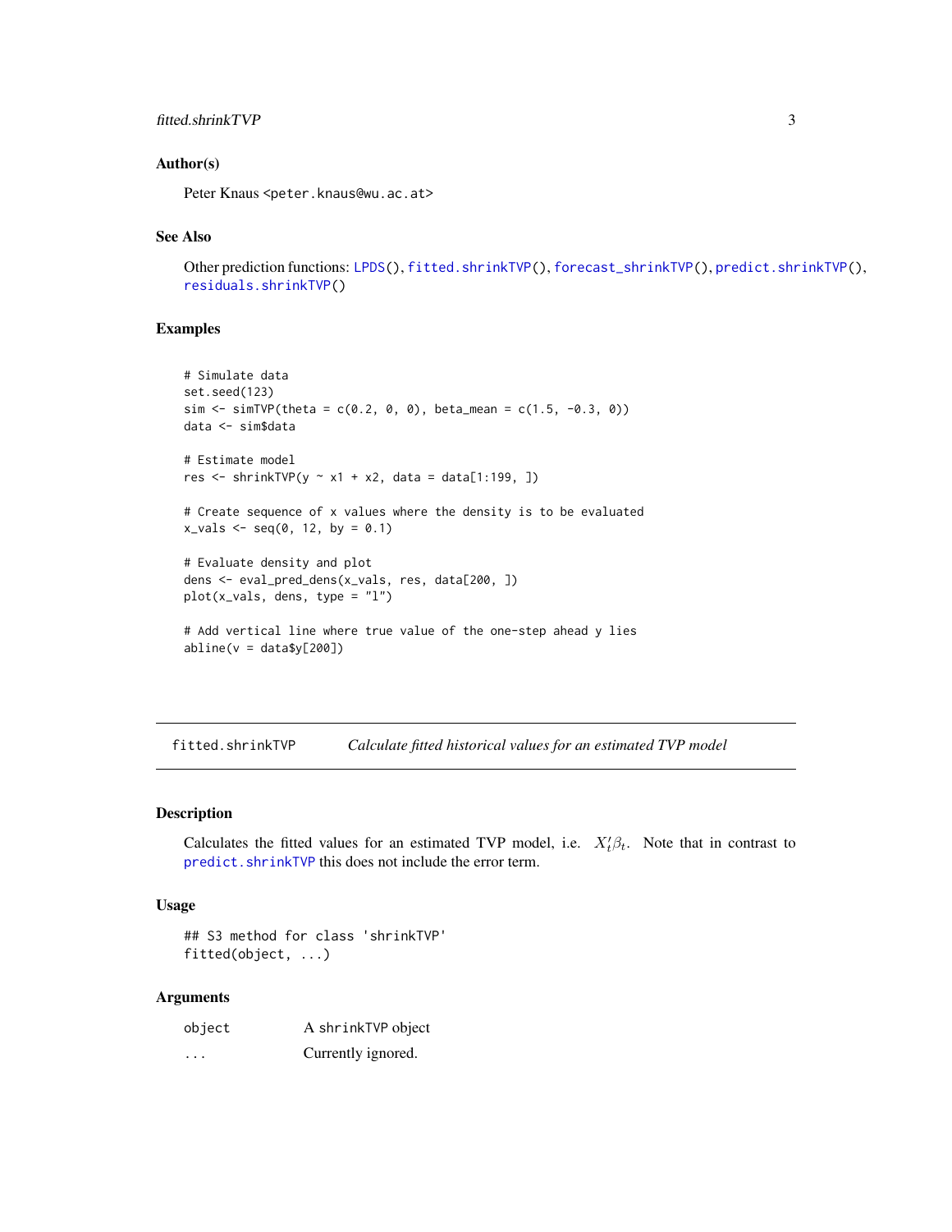## Author(s)

Peter Knaus <peter.knaus@wu.ac.at>

## See Also

Other prediction functions: LPDS(), fitted.shrinkTVP(), forecast_shrinkTVP(), predict.shrinkTVP(), residuals.shrinkTVP()

## Examples

```
# Simulate data
set.seed(123)
sim <- simTVP(theta = c(0.2, 0, 0), beta_mean = c(1.5, -0.3, 0))
data <- sim$data

# Estimate model
res <- shrinkTVP(y ~ x1 + x2, data = data[1:199, ])

# Create sequence of x values where the density is to be evaluated
x_vals <- seq(0, 12, by = 0.1)

# Evaluate density and plot
dens <- eval_pred_dens(x_vals, res, data[200, ])
plot(x_vals, dens, type = "l")

# Add vertical line where true value of the one-step ahead y lies
abline(v = data$y[200])
```

---

# fitted.shrinkTVP *Calculate fitted historical values for an estimated TVP model*

## Description

Calculates the fitted values for an estimated TVP model, i.e. $X_t'\beta_t$. Note that in contrast to predict.shrinkTVP this does not include the error term.

## Usage

```
## S3 method for class 'shrinkTVP'
fitted(object, ...)
```

## Arguments

| | |
|---|---|
| object | A shrinkTVP object |
| ... | Currently ignored. |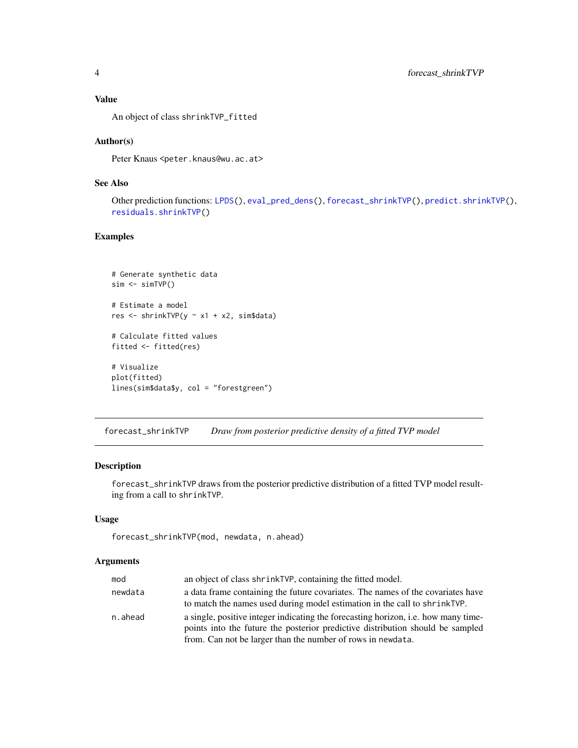### Value

An object of class `shrinkTVP_fitted`

### Author(s)

Peter Knaus <peter.knaus@wu.ac.at>

### See Also

Other prediction functions: `LPDS()`, `eval_pred_dens()`, `forecast_shrinkTVP()`, `predict.shrinkTVP()`, `residuals.shrinkTVP()`

### Examples

```
# Generate synthetic data
sim <- simTVP()

# Estimate a model
res <- shrinkTVP(y ~ x1 + x2, sim$data)

# Calculate fitted values
fitted <- fitted(res)

# Visualize
plot(fitted)
lines(sim$data$y, col = "forestgreen")
```

---

## forecast_shrinkTVP — *Draw from posterior predictive density of a fitted TVP model*

### Description

`forecast_shrinkTVP` draws from the posterior predictive distribution of a fitted TVP model resulting from a call to `shrinkTVP`.

### Usage

```
forecast_shrinkTVP(mod, newdata, n.ahead)
```

### Arguments

| | |
|---|---|
| `mod` | an object of class `shrinkTVP`, containing the fitted model. |
| `newdata` | a data frame containing the future covariates. The names of the covariates have to match the names used during model estimation in the call to `shrinkTVP`. |
| `n.ahead` | a single, positive integer indicating the forecasting horizon, i.e. how many time-points into the future the posterior predictive distribution should be sampled from. Can not be larger than the number of rows in `newdata`. |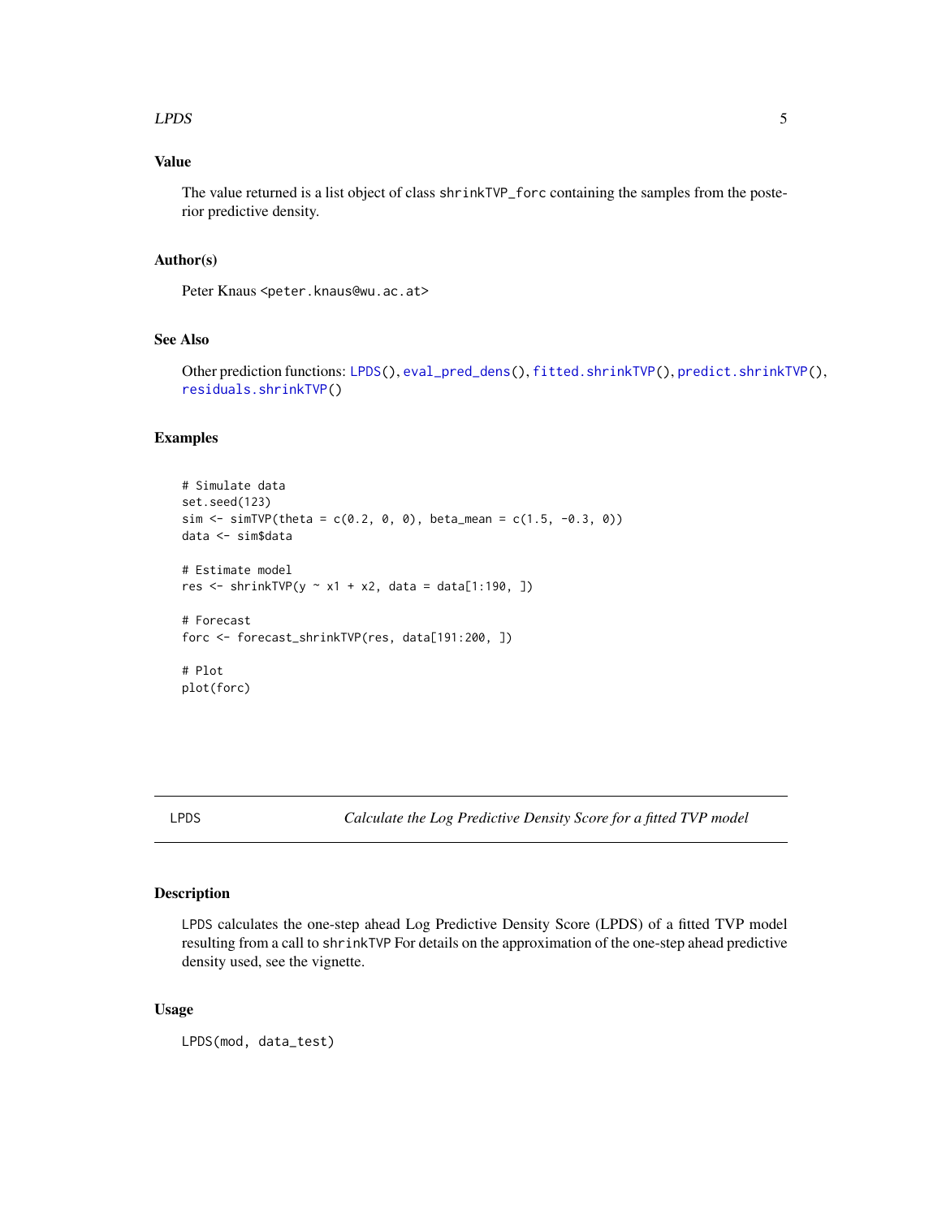## Value

The value returned is a list object of class `shrinkTVP_forc` containing the samples from the posterior predictive density.

## Author(s)

Peter Knaus <peter.knaus@wu.ac.at>

## See Also

Other prediction functions: `LPDS()`, `eval_pred_dens()`, `fitted.shrinkTVP()`, `predict.shrinkTVP()`, `residuals.shrinkTVP()`

## Examples

```
# Simulate data
set.seed(123)
sim <- simTVP(theta = c(0.2, 0, 0), beta_mean = c(1.5, -0.3, 0))
data <- sim$data

# Estimate model
res <- shrinkTVP(y ~ x1 + x2, data = data[1:190, ])

# Forecast
forc <- forecast_shrinkTVP(res, data[191:200, ])

# Plot
plot(forc)
```

---

# LPDS — *Calculate the Log Predictive Density Score for a fitted TVP model*

## Description

`LPDS` calculates the one-step ahead Log Predictive Density Score (LPDS) of a fitted TVP model resulting from a call to `shrinkTVP` For details on the approximation of the one-step ahead predictive density used, see the vignette.

## Usage

```
LPDS(mod, data_test)
```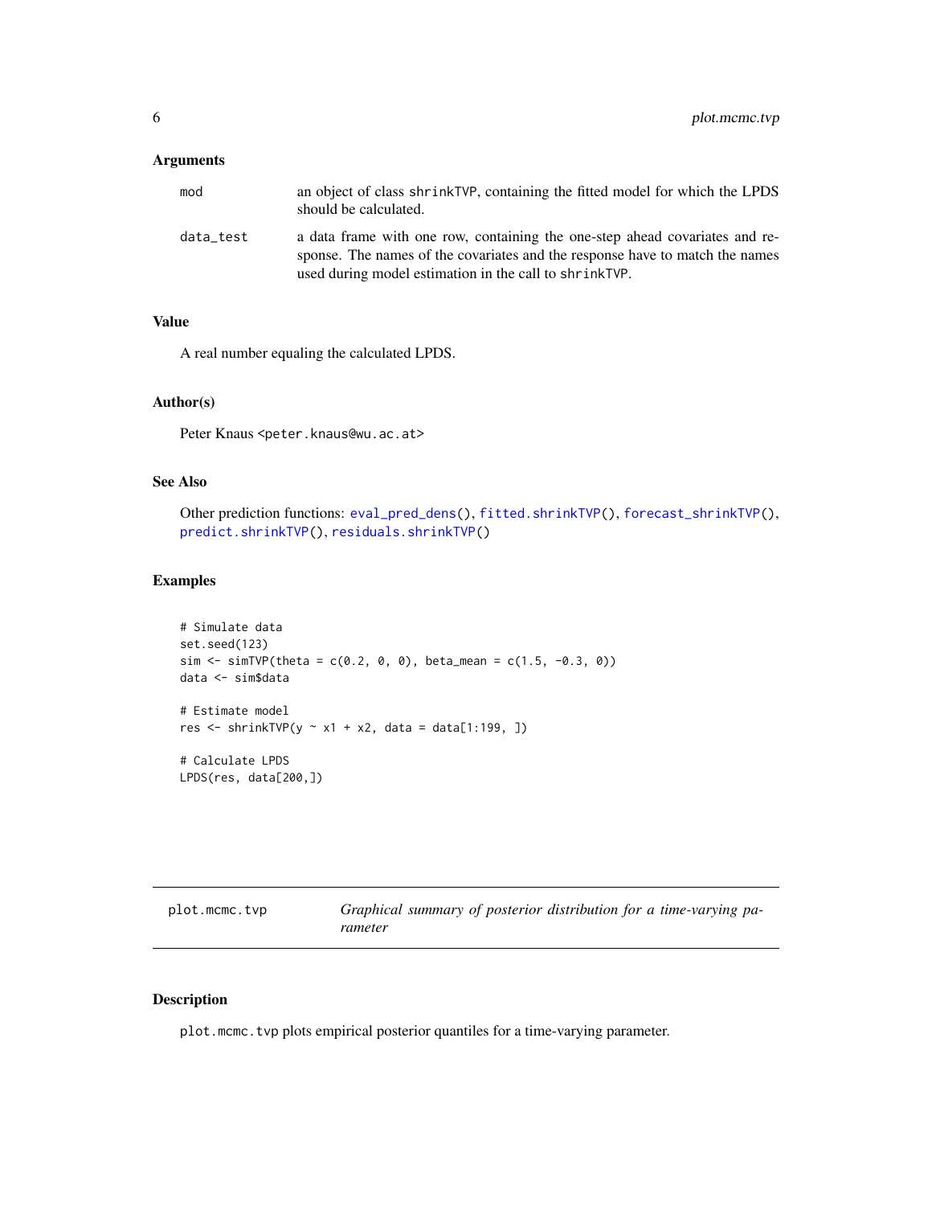### Arguments

| | |
|---|---|
| mod | an object of class shrinkTVP, containing the fitted model for which the LPDS should be calculated. |
| data_test | a data frame with one row, containing the one-step ahead covariates and response. The names of the covariates and the response have to match the names used during model estimation in the call to shrinkTVP. |

### Value

A real number equaling the calculated LPDS.

### Author(s)

Peter Knaus <peter.knaus@wu.ac.at>

### See Also

Other prediction functions: eval_pred_dens(), fitted.shrinkTVP(), forecast_shrinkTVP(), predict.shrinkTVP(), residuals.shrinkTVP()

### Examples

```
# Simulate data
set.seed(123)
sim <- simTVP(theta = c(0.2, 0, 0), beta_mean = c(1.5, -0.3, 0))
data <- sim$data

# Estimate model
res <- shrinkTVP(y ~ x1 + x2, data = data[1:199, ])

# Calculate LPDS
LPDS(res, data[200,])
```

---

## plot.mcmc.tvp — *Graphical summary of posterior distribution for a time-varying parameter*

---

### Description

plot.mcmc.tvp plots empirical posterior quantiles for a time-varying parameter.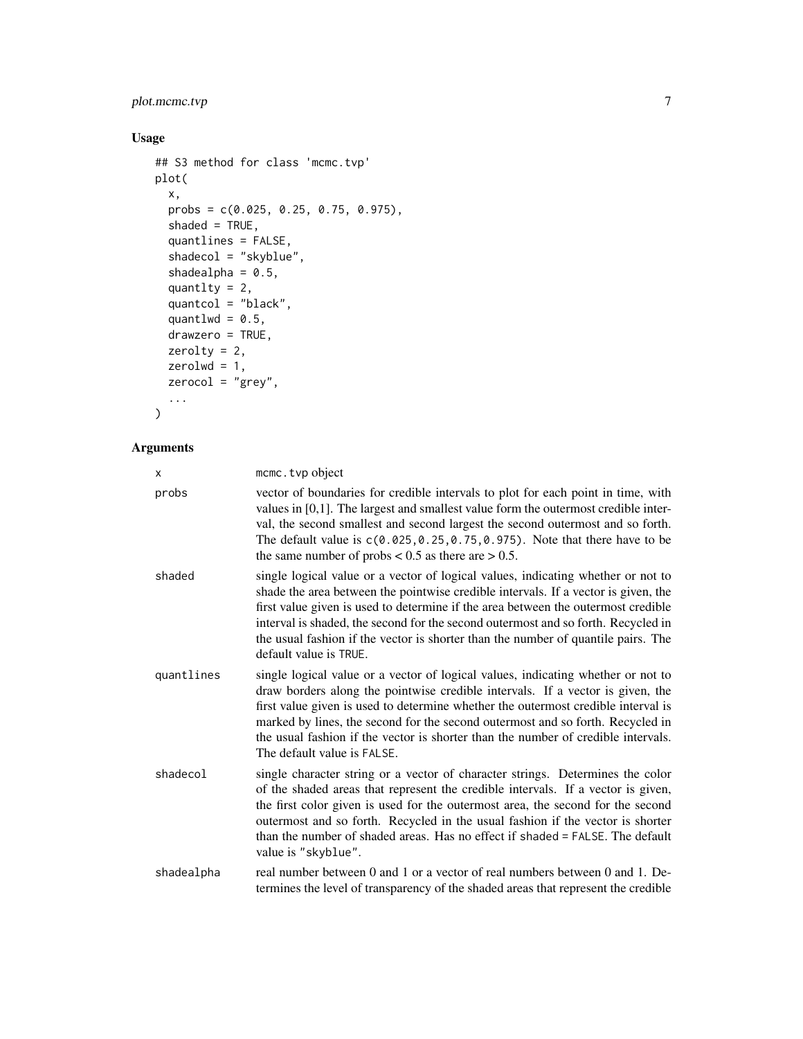## Usage

```
## S3 method for class 'mcmc.tvp'
plot(
  x,
  probs = c(0.025, 0.25, 0.75, 0.975),
  shaded = TRUE,
  quantlines = FALSE,
  shadecol = "skyblue",
  shadealpha = 0.5,
  quantlty = 2,
  quantcol = "black",
  quantlwd = 0.5,
  drawzero = TRUE,
  zerolty = 2,
  zerolwd = 1,
  zerocol = "grey",
  ...
)
```

## Arguments

| | |
|---|---|
| x | mcmc.tvp object |
| probs | vector of boundaries for credible intervals to plot for each point in time, with values in [0,1]. The largest and smallest value form the outermost credible interval, the second smallest and second largest the second outermost and so forth. The default value is `c(0.025,0.25,0.75,0.975)`. Note that there have to be the same number of probs < 0.5 as there are > 0.5. |
| shaded | single logical value or a vector of logical values, indicating whether or not to shade the area between the pointwise credible intervals. If a vector is given, the first value given is used to determine if the area between the outermost credible interval is shaded, the second for the second outermost and so forth. Recycled in the usual fashion if the vector is shorter than the number of quantile pairs. The default value is `TRUE`. |
| quantlines | single logical value or a vector of logical values, indicating whether or not to draw borders along the pointwise credible intervals. If a vector is given, the first value given is used to determine whether the outermost credible interval is marked by lines, the second for the second outermost and so forth. Recycled in the usual fashion if the vector is shorter than the number of credible intervals. The default value is `FALSE`. |
| shadecol | single character string or a vector of character strings. Determines the color of the shaded areas that represent the credible intervals. If a vector is given, the first color given is used for the outermost area, the second for the second outermost and so forth. Recycled in the usual fashion if the vector is shorter than the number of shaded areas. Has no effect if `shaded = FALSE`. The default value is `"skyblue"`. |
| shadealpha | real number between 0 and 1 or a vector of real numbers between 0 and 1. Determines the level of transparency of the shaded areas that represent the credible |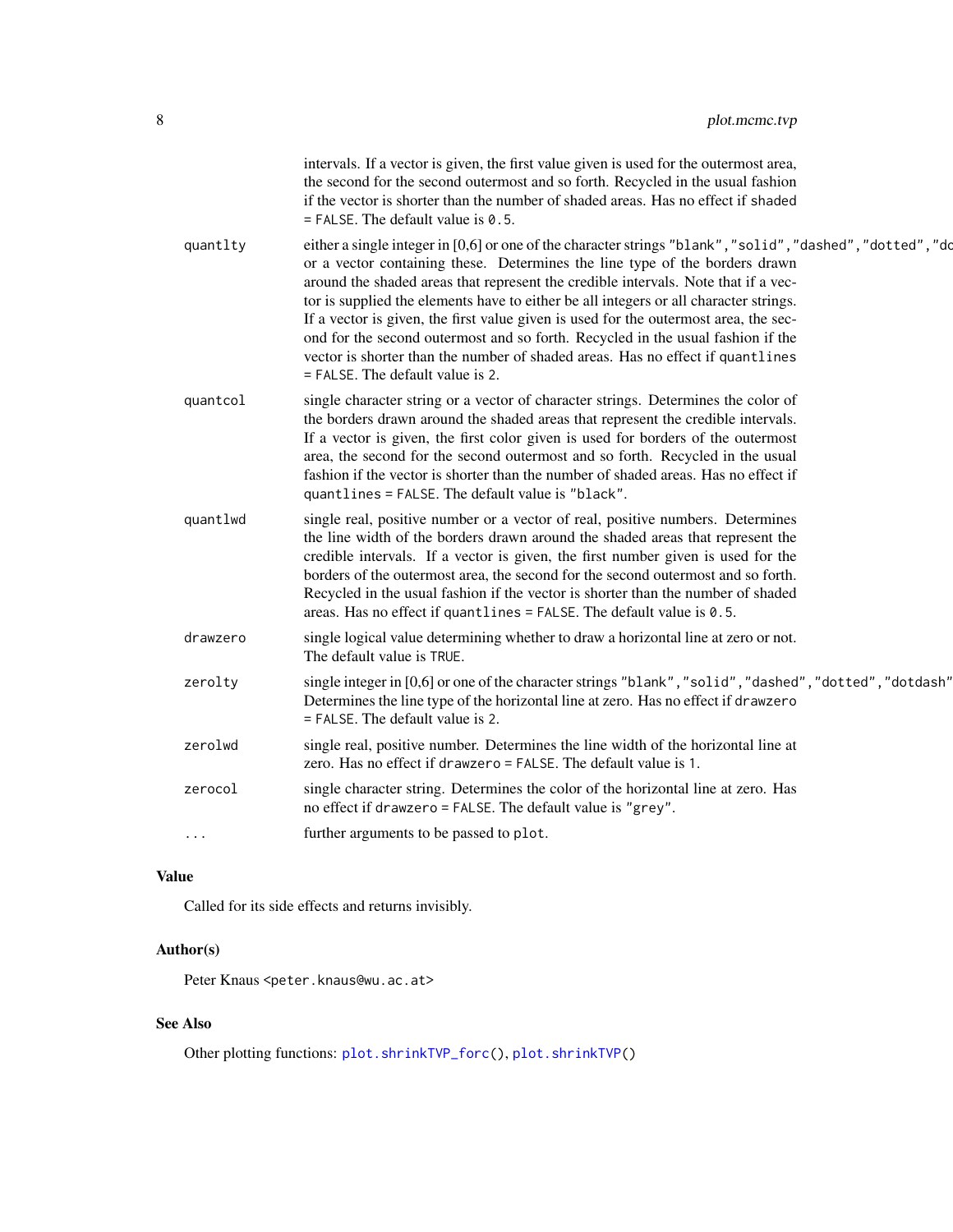intervals. If a vector is given, the first value given is used for the outermost area, the second for the second outermost and so forth. Recycled in the usual fashion if the vector is shorter than the number of shaded areas. Has no effect if `shaded = FALSE`. The default value is `0.5`.

| | |
|---|---|
| `quantlty` | either a single integer in [0,6] or one of the character strings `"blank","solid","dashed","dotted","do` or a vector containing these. Determines the line type of the borders drawn around the shaded areas that represent the credible intervals. Note that if a vector is supplied the elements have to either be all integers or all character strings. If a vector is given, the first value given is used for the outermost area, the second for the second outermost and so forth. Recycled in the usual fashion if the vector is shorter than the number of shaded areas. Has no effect if `quantlines = FALSE`. The default value is `2`. |
| `quantcol` | single character string or a vector of character strings. Determines the color of the borders drawn around the shaded areas that represent the credible intervals. If a vector is given, the first color given is used for borders of the outermost area, the second for the second outermost and so forth. Recycled in the usual fashion if the vector is shorter than the number of shaded areas. Has no effect if `quantlines = FALSE`. The default value is `"black"`. |
| `quantlwd` | single real, positive number or a vector of real, positive numbers. Determines the line width of the borders drawn around the shaded areas that represent the credible intervals. If a vector is given, the first number given is used for the borders of the outermost area, the second for the second outermost and so forth. Recycled in the usual fashion if the vector is shorter than the number of shaded areas. Has no effect if `quantlines = FALSE`. The default value is `0.5`. |
| `drawzero` | single logical value determining whether to draw a horizontal line at zero or not. The default value is `TRUE`. |
| `zerolty` | single integer in [0,6] or one of the character strings `"blank","solid","dashed","dotted","dotdash"` Determines the line type of the horizontal line at zero. Has no effect if `drawzero = FALSE`. The default value is `2`. |
| `zerolwd` | single real, positive number. Determines the line width of the horizontal line at zero. Has no effect if `drawzero = FALSE`. The default value is `1`. |
| `zerocol` | single character string. Determines the color of the horizontal line at zero. Has no effect if `drawzero = FALSE`. The default value is `"grey"`. |
| `...` | further arguments to be passed to `plot`. |

## Value

Called for its side effects and returns invisibly.

## Author(s)

Peter Knaus <peter.knaus@wu.ac.at>

## See Also

Other plotting functions: `plot.shrinkTVP_forc()`, `plot.shrinkTVP()`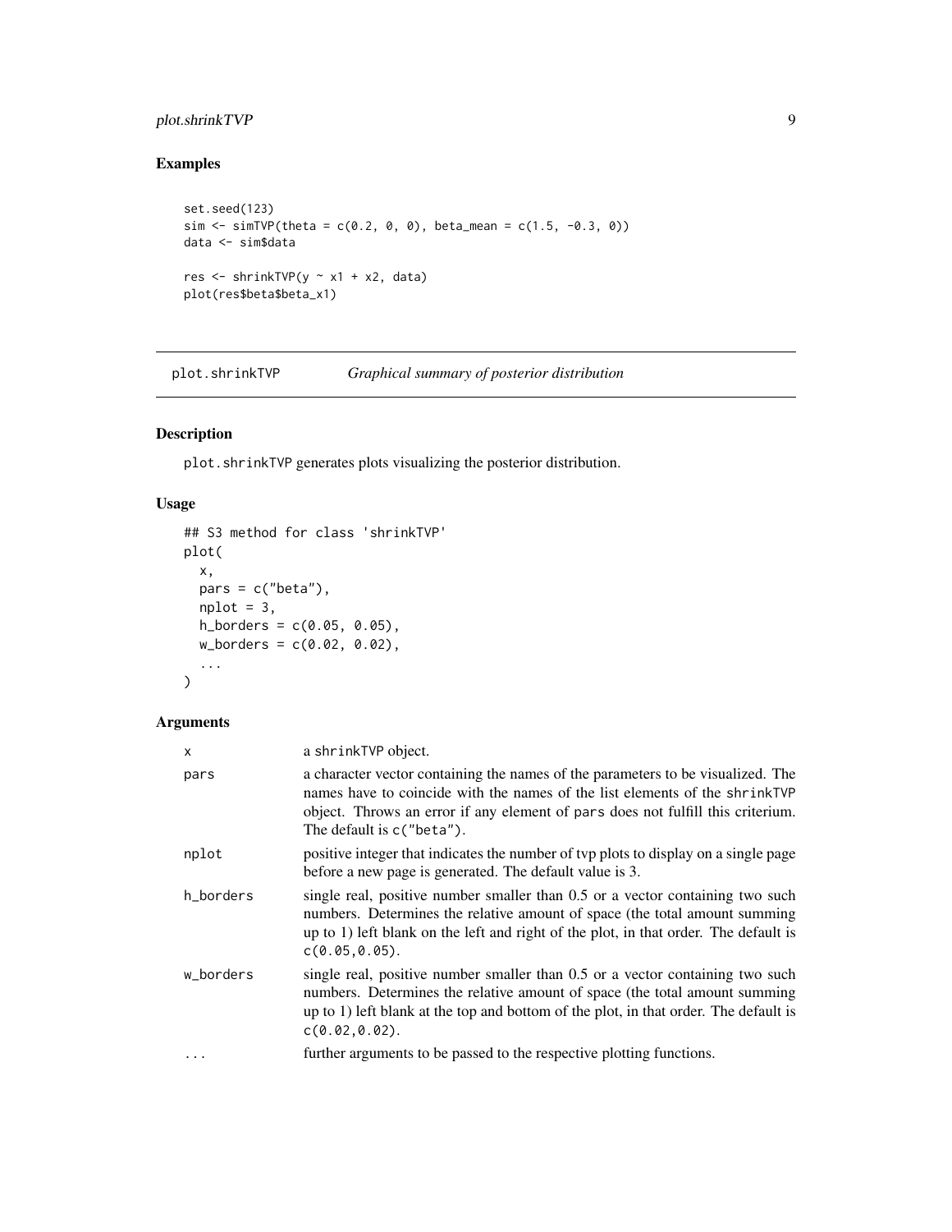## Examples

```
set.seed(123)
sim <- simTVP(theta = c(0.2, 0, 0), beta_mean = c(1.5, -0.3, 0))
data <- sim$data

res <- shrinkTVP(y ~ x1 + x2, data)
plot(res$beta$beta_x1)
```

---

# plot.shrinkTVP *Graphical summary of posterior distribution*

## Description

plot.shrinkTVP generates plots visualizing the posterior distribution.

## Usage

```
## S3 method for class 'shrinkTVP'
plot(
  x,
  pars = c("beta"),
  nplot = 3,
  h_borders = c(0.05, 0.05),
  w_borders = c(0.02, 0.02),
  ...
)
```

## Arguments

| | |
|---|---|
| x | a shrinkTVP object. |
| pars | a character vector containing the names of the parameters to be visualized. The names have to coincide with the names of the list elements of the shrinkTVP object. Throws an error if any element of pars does not fulfill this criterium. The default is c("beta"). |
| nplot | positive integer that indicates the number of tvp plots to display on a single page before a new page is generated. The default value is 3. |
| h_borders | single real, positive number smaller than 0.5 or a vector containing two such numbers. Determines the relative amount of space (the total amount summing up to 1) left blank on the left and right of the plot, in that order. The default is c(0.05,0.05). |
| w_borders | single real, positive number smaller than 0.5 or a vector containing two such numbers. Determines the relative amount of space (the total amount summing up to 1) left blank at the top and bottom of the plot, in that order. The default is c(0.02,0.02). |
| ... | further arguments to be passed to the respective plotting functions. |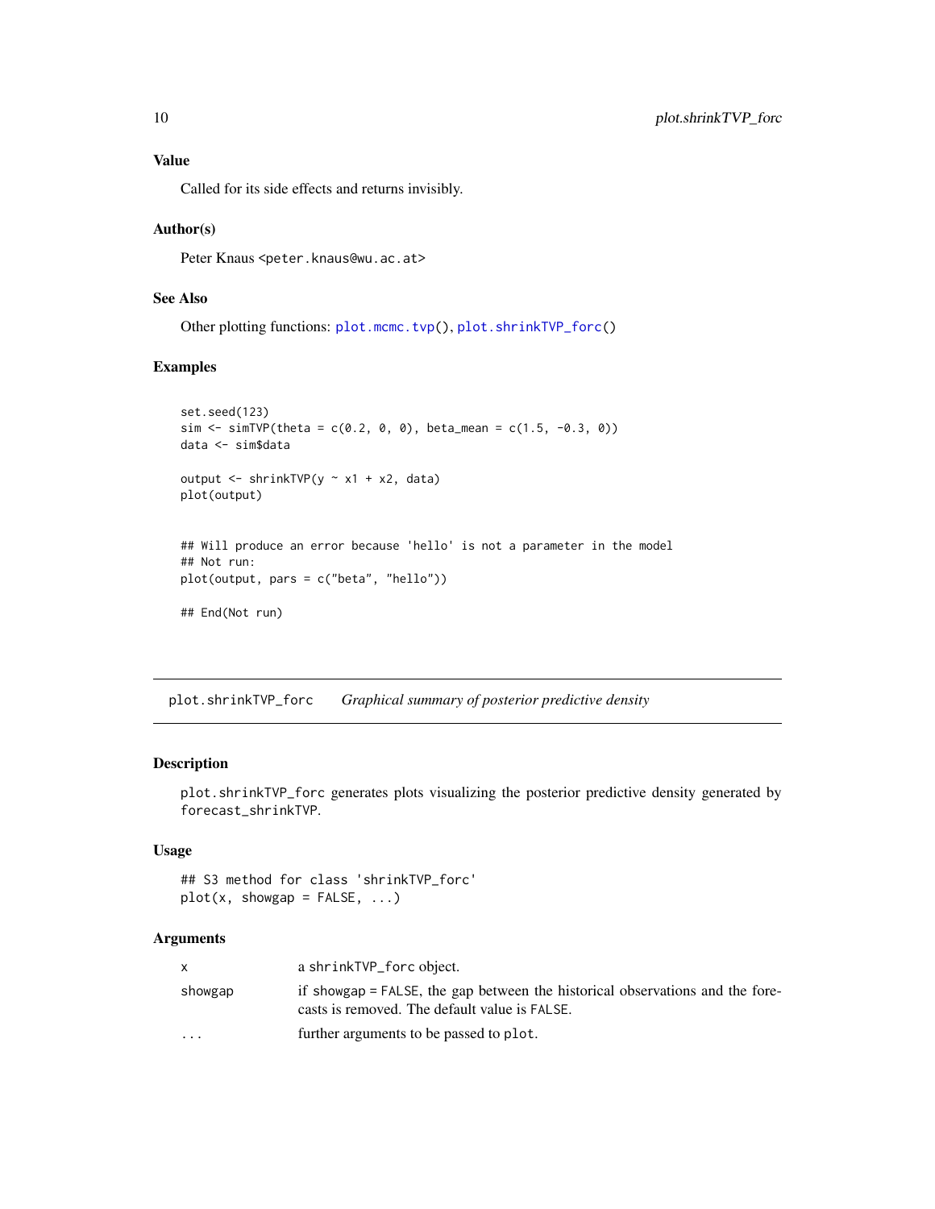### Value

Called for its side effects and returns invisibly.

### Author(s)

Peter Knaus <peter.knaus@wu.ac.at>

### See Also

Other plotting functions: plot.mcmc.tvp(), plot.shrinkTVP_forc()

### Examples

```
set.seed(123)
sim <- simTVP(theta = c(0.2, 0, 0), beta_mean = c(1.5, -0.3, 0))
data <- sim$data

output <- shrinkTVP(y ~ x1 + x2, data)
plot(output)


## Will produce an error because 'hello' is not a parameter in the model
## Not run:
plot(output, pars = c("beta", "hello"))

## End(Not run)
```

---

## plot.shrinkTVP_forc    *Graphical summary of posterior predictive density*

### Description

plot.shrinkTVP_forc generates plots visualizing the posterior predictive density generated by forecast_shrinkTVP.

### Usage

```
## S3 method for class 'shrinkTVP_forc'
plot(x, showgap = FALSE, ...)
```

### Arguments

| | |
|---|---|
| x | a shrinkTVP_forc object. |
| showgap | if showgap = FALSE, the gap between the historical observations and the forecasts is removed. The default value is FALSE. |
| ... | further arguments to be passed to plot. |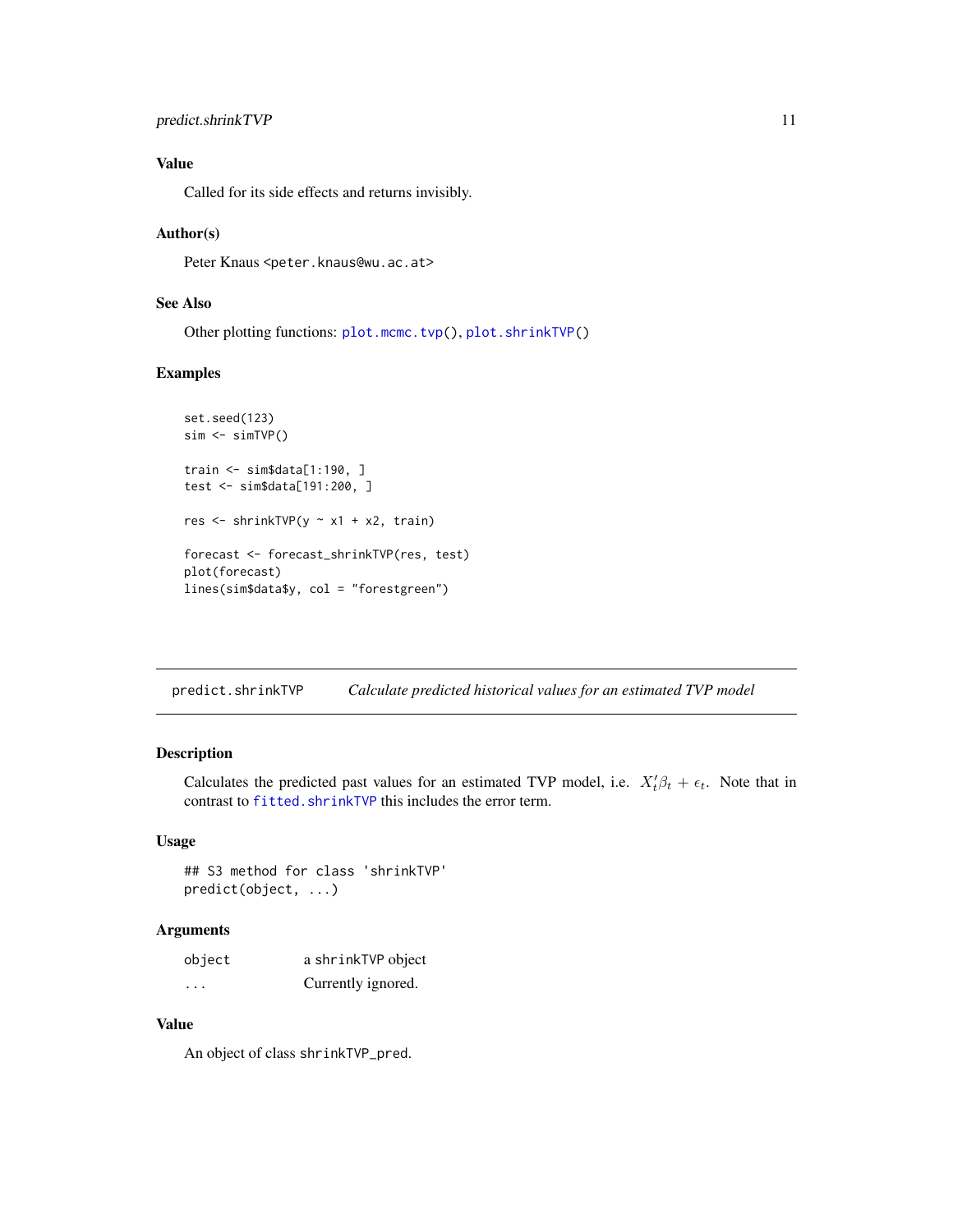### Value

Called for its side effects and returns invisibly.

### Author(s)

Peter Knaus <peter.knaus@wu.ac.at>

### See Also

Other plotting functions: `plot.mcmc.tvp()`, `plot.shrinkTVP()`

### Examples

```
set.seed(123)
sim <- simTVP()

train <- sim$data[1:190, ]
test <- sim$data[191:200, ]

res <- shrinkTVP(y ~ x1 + x2, train)

forecast <- forecast_shrinkTVP(res, test)
plot(forecast)
lines(sim$data$y, col = "forestgreen")
```

---

## predict.shrinkTVP &nbsp;&nbsp;&nbsp; *Calculate predicted historical values for an estimated TVP model*

---

### Description

Calculates the predicted past values for an estimated TVP model, i.e. $X_t' \beta_t + \epsilon_t$. Note that in contrast to `fitted.shrinkTVP` this includes the error term.

### Usage

```
## S3 method for class 'shrinkTVP'
predict(object, ...)
```

### Arguments

| | |
|---|---|
| `object` | a `shrinkTVP` object |
| `...` | Currently ignored. |

### Value

An object of class `shrinkTVP_pred`.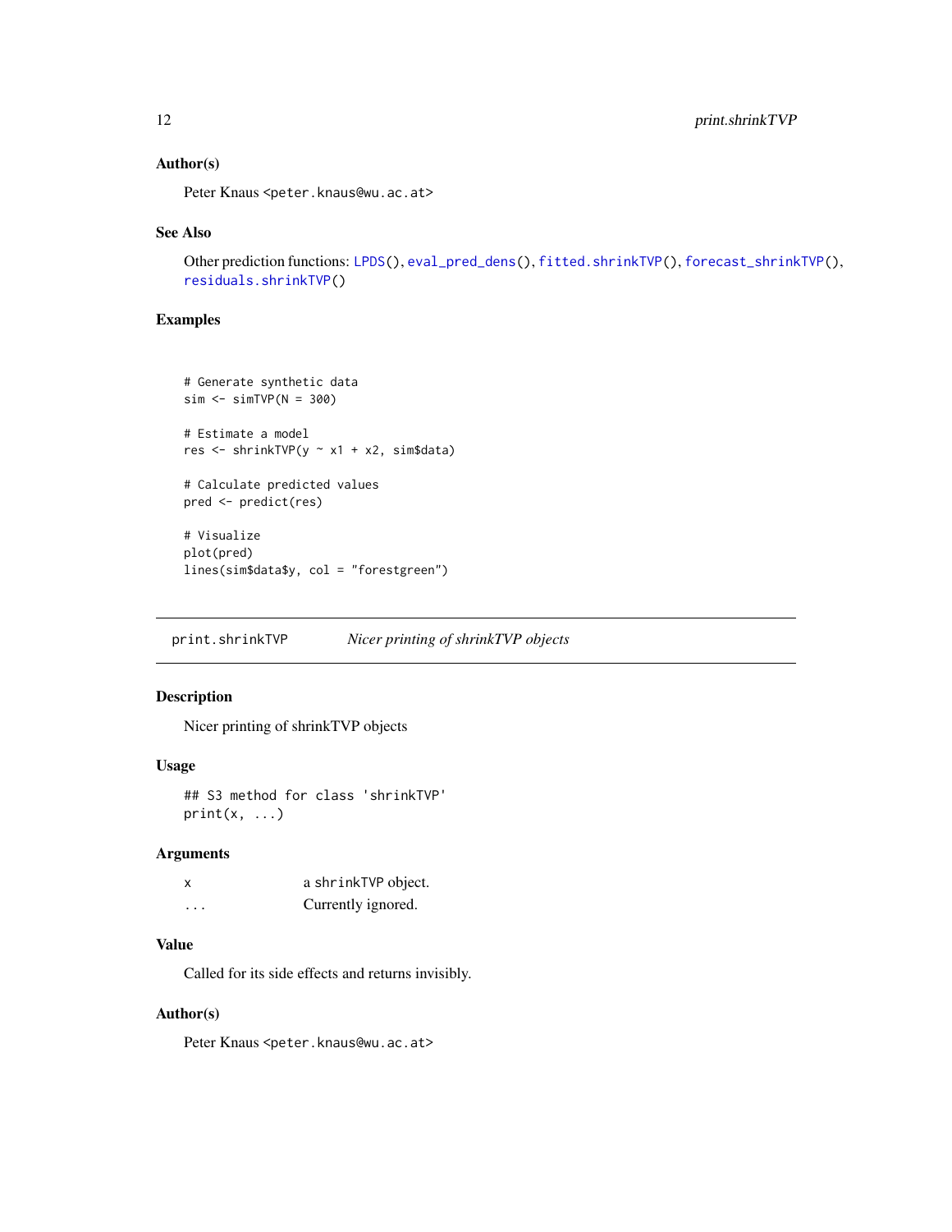### Author(s)

Peter Knaus <peter.knaus@wu.ac.at>

### See Also

Other prediction functions: LPDS(), eval_pred_dens(), fitted.shrinkTVP(), forecast_shrinkTVP(), residuals.shrinkTVP()

### Examples

```
# Generate synthetic data
sim <- simTVP(N = 300)

# Estimate a model
res <- shrinkTVP(y ~ x1 + x2, sim$data)

# Calculate predicted values
pred <- predict(res)

# Visualize
plot(pred)
lines(sim$data$y, col = "forestgreen")
```

---

## print.shrinkTVP — *Nicer printing of shrinkTVP objects*

### Description

Nicer printing of shrinkTVP objects

### Usage

```
## S3 method for class 'shrinkTVP'
print(x, ...)
```

### Arguments

| | |
|---|---|
| x | a shrinkTVP object. |
| ... | Currently ignored. |

### Value

Called for its side effects and returns invisibly.

### Author(s)

Peter Knaus <peter.knaus@wu.ac.at>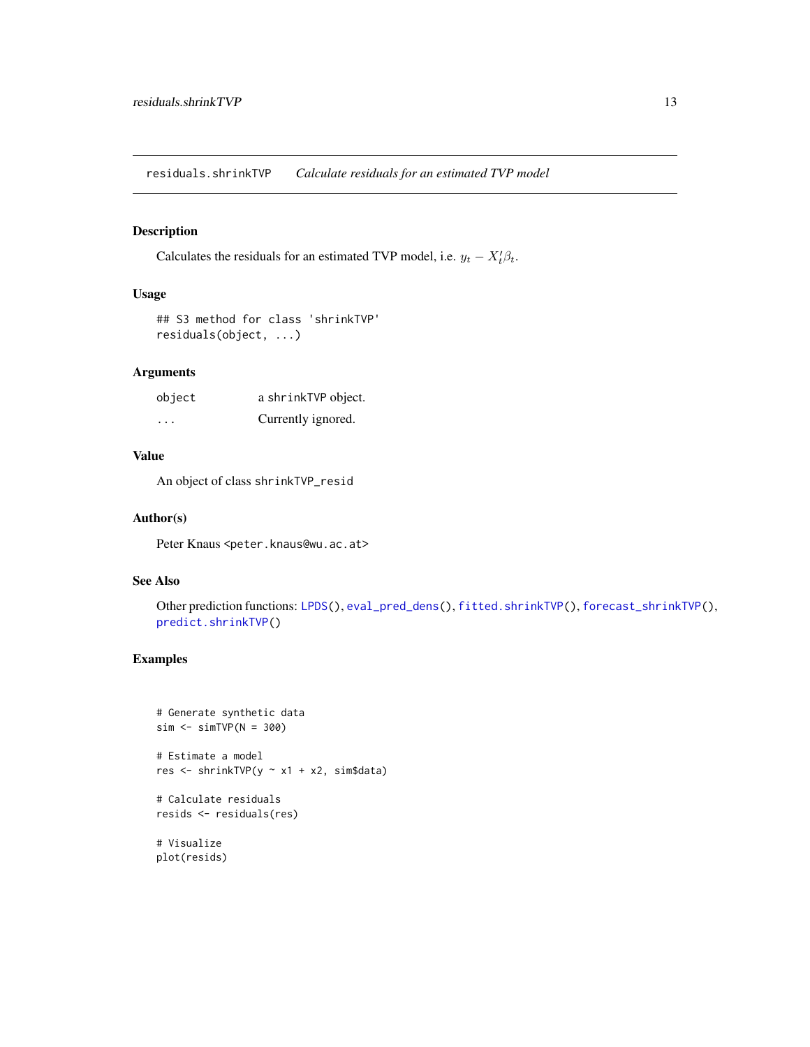residuals.shrinkTVP *Calculate residuals for an estimated TVP model*

## Description

Calculates the residuals for an estimated TVP model, i.e. $y_t - X_t'\beta_t$.

## Usage

```
## S3 method for class 'shrinkTVP'
residuals(object, ...)
```

## Arguments

| | |
|---|---|
| `object` | a `shrinkTVP` object. |
| `...` | Currently ignored. |

## Value

An object of class `shrinkTVP_resid`

## Author(s)

Peter Knaus <peter.knaus@wu.ac.at>

## See Also

Other prediction functions: `LPDS()`, `eval_pred_dens()`, `fitted.shrinkTVP()`, `forecast_shrinkTVP()`, `predict.shrinkTVP()`

## Examples

```
# Generate synthetic data
sim <- simTVP(N = 300)

# Estimate a model
res <- shrinkTVP(y ~ x1 + x2, sim$data)

# Calculate residuals
resids <- residuals(res)

# Visualize
plot(resids)
```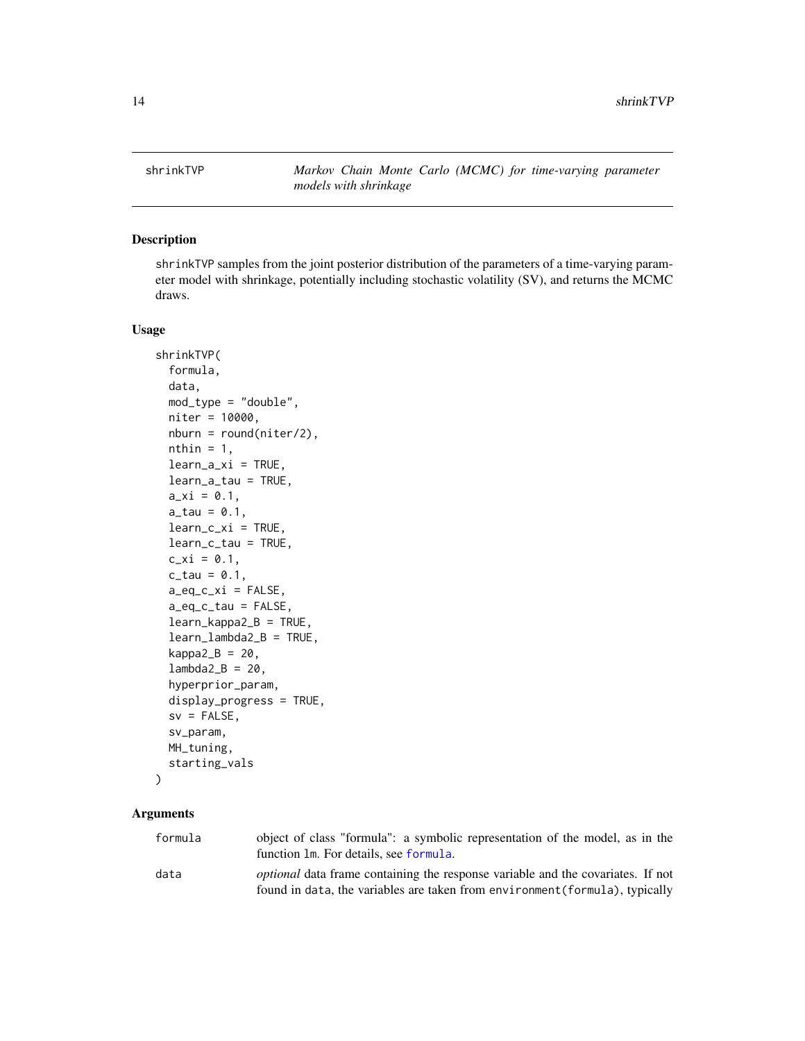# shrinkTVP

*Markov Chain Monte Carlo (MCMC) for time-varying parameter models with shrinkage*

## Description

shrinkTVP samples from the joint posterior distribution of the parameters of a time-varying parameter model with shrinkage, potentially including stochastic volatility (SV), and returns the MCMC draws.

## Usage

```
shrinkTVP(
  formula,
  data,
  mod_type = "double",
  niter = 10000,
  nburn = round(niter/2),
  nthin = 1,
  learn_a_xi = TRUE,
  learn_a_tau = TRUE,
  a_xi = 0.1,
  a_tau = 0.1,
  learn_c_xi = TRUE,
  learn_c_tau = TRUE,
  c_xi = 0.1,
  c_tau = 0.1,
  a_eq_c_xi = FALSE,
  a_eq_c_tau = FALSE,
  learn_kappa2_B = TRUE,
  learn_lambda2_B = TRUE,
  kappa2_B = 20,
  lambda2_B = 20,
  hyperprior_param,
  display_progress = TRUE,
  sv = FALSE,
  sv_param,
  MH_tuning,
  starting_vals
)
```

## Arguments

| | |
|---|---|
| formula | object of class "formula": a symbolic representation of the model, as in the function lm. For details, see formula. |
| data | *optional* data frame containing the response variable and the covariates. If not found in data, the variables are taken from environment(formula), typically |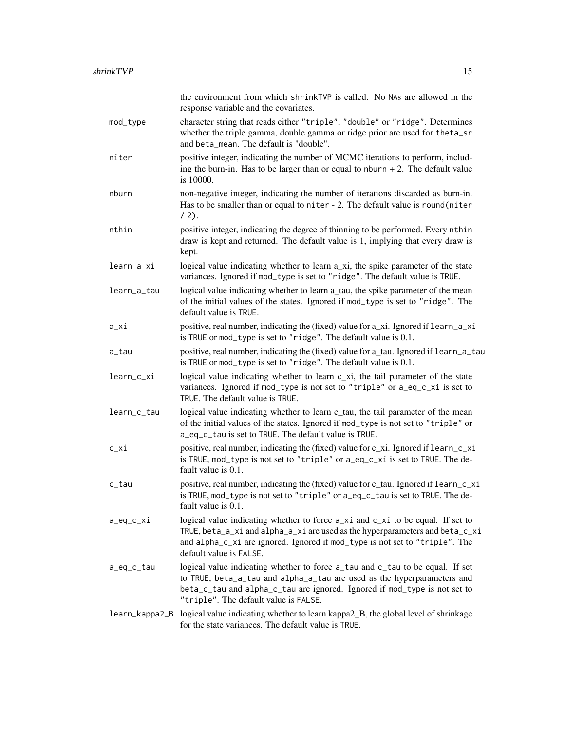the environment from which `shrinkTVP` is called. No `NA`s are allowed in the response variable and the covariates.

mod_type
: character string that reads either "triple", "double" or "ridge". Determines whether the triple gamma, double gamma or ridge prior are used for `theta_sr` and `beta_mean`. The default is "double".

niter
: positive integer, indicating the number of MCMC iterations to perform, including the burn-in. Has to be larger than or equal to `nburn + 2`. The default value is 10000.

nburn
: non-negative integer, indicating the number of iterations discarded as burn-in. Has to be smaller than or equal to `niter - 2`. The default value is `round(niter / 2)`.

nthin
: positive integer, indicating the degree of thinning to be performed. Every `nthin` draw is kept and returned. The default value is 1, implying that every draw is kept.

learn_a_xi
: logical value indicating whether to learn a_xi, the spike parameter of the state variances. Ignored if `mod_type` is set to "ridge". The default value is `TRUE`.

learn_a_tau
: logical value indicating whether to learn a_tau, the spike parameter of the mean of the initial values of the states. Ignored if `mod_type` is set to "ridge". The default value is `TRUE`.

a_xi
: positive, real number, indicating the (fixed) value for a_xi. Ignored if `learn_a_xi` is `TRUE` or `mod_type` is set to "ridge". The default value is 0.1.

a_tau
: positive, real number, indicating the (fixed) value for a_tau. Ignored if `learn_a_tau` is `TRUE` or `mod_type` is set to "ridge". The default value is 0.1.

learn_c_xi
: logical value indicating whether to learn c_xi, the tail parameter of the state variances. Ignored if `mod_type` is not set to "triple" or `a_eq_c_xi` is set to `TRUE`. The default value is `TRUE`.

learn_c_tau
: logical value indicating whether to learn c_tau, the tail parameter of the mean of the initial values of the states. Ignored if `mod_type` is not set to "triple" or `a_eq_c_tau` is set to `TRUE`. The default value is `TRUE`.

c_xi
: positive, real number, indicating the (fixed) value for c_xi. Ignored if `learn_c_xi` is `TRUE`, `mod_type` is not set to "triple" or `a_eq_c_xi` is set to `TRUE`. The default value is 0.1.

c_tau
: positive, real number, indicating the (fixed) value for c_tau. Ignored if `learn_c_xi` is `TRUE`, `mod_type` is not set to "triple" or `a_eq_c_tau` is set to `TRUE`. The default value is 0.1.

a_eq_c_xi
: logical value indicating whether to force `a_xi` and `c_xi` to be equal. If set to `TRUE`, `beta_a_xi` and `alpha_a_xi` are used as the hyperparameters and `beta_c_xi` and `alpha_c_xi` are ignored. Ignored if `mod_type` is not set to "triple". The default value is `FALSE`.

a_eq_c_tau
: logical value indicating whether to force `a_tau` and `c_tau` to be equal. If set to `TRUE`, `beta_a_tau` and `alpha_a_tau` are used as the hyperparameters and `beta_c_tau` and `alpha_c_tau` are ignored. Ignored if `mod_type` is not set to "triple". The default value is `FALSE`.

learn_kappa2_B
: logical value indicating whether to learn kappa2_B, the global level of shrinkage for the state variances. The default value is `TRUE`.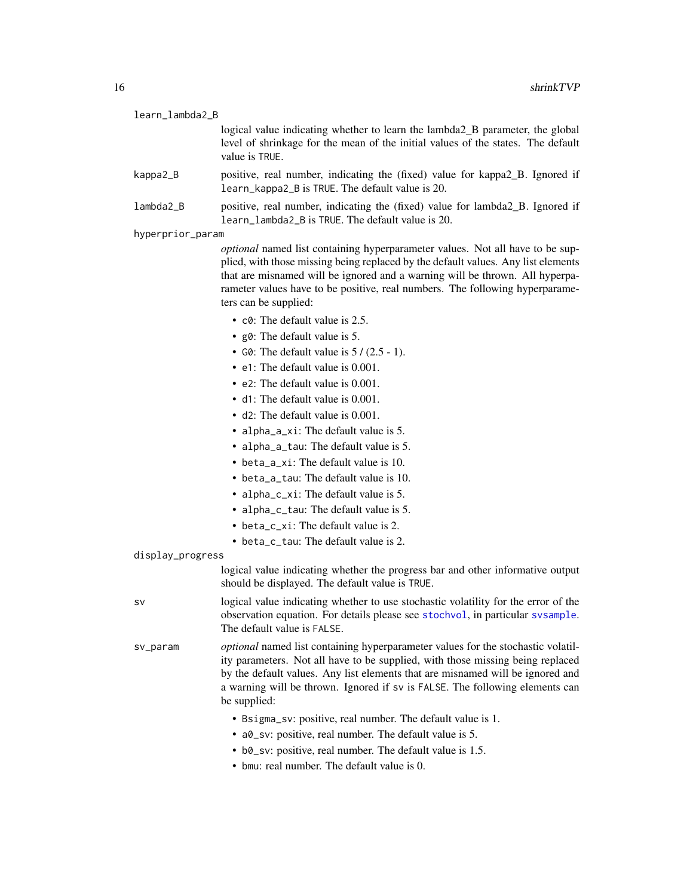`learn_lambda2_B`
: logical value indicating whether to learn the lambda2_B parameter, the global level of shrinkage for the mean of the initial values of the states. The default value is `TRUE`.

`kappa2_B`
: positive, real number, indicating the (fixed) value for kappa2_B. Ignored if `learn_kappa2_B` is `TRUE`. The default value is 20.

`lambda2_B`
: positive, real number, indicating the (fixed) value for lambda2_B. Ignored if `learn_lambda2_B` is `TRUE`. The default value is 20.

`hyperprior_param`
: *optional* named list containing hyperparameter values. Not all have to be supplied, with those missing being replaced by the default values. Any list elements that are misnamed will be ignored and a warning will be thrown. All hyperparameter values have to be positive, real numbers. The following hyperparameters can be supplied:

- `c0`: The default value is 2.5.
- `g0`: The default value is 5.
- `G0`: The default value is 5 / (2.5 - 1).
- `e1`: The default value is 0.001.
- `e2`: The default value is 0.001.
- `d1`: The default value is 0.001.
- `d2`: The default value is 0.001.
- `alpha_a_xi`: The default value is 5.
- `alpha_a_tau`: The default value is 5.
- `beta_a_xi`: The default value is 10.
- `beta_a_tau`: The default value is 10.
- `alpha_c_xi`: The default value is 5.
- `alpha_c_tau`: The default value is 5.
- `beta_c_xi`: The default value is 2.
- `beta_c_tau`: The default value is 2.

`display_progress`
: logical value indicating whether the progress bar and other informative output should be displayed. The default value is `TRUE`.

`sv`
: logical value indicating whether to use stochastic volatility for the error of the observation equation. For details please see `stochvol`, in particular `svsample`. The default value is `FALSE`.

`sv_param`
: *optional* named list containing hyperparameter values for the stochastic volatility parameters. Not all have to be supplied, with those missing being replaced by the default values. Any list elements that are misnamed will be ignored and a warning will be thrown. Ignored if `sv` is `FALSE`. The following elements can be supplied:

- `Bsigma_sv`: positive, real number. The default value is 1.
- `a0_sv`: positive, real number. The default value is 5.
- `b0_sv`: positive, real number. The default value is 1.5.
- `bmu`: real number. The default value is 0.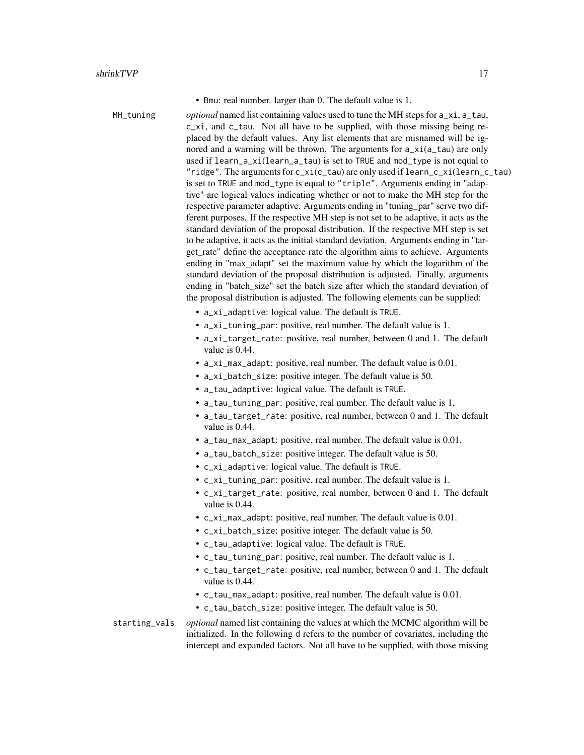- Bmu: real number. larger than 0. The default value is 1.

MH_tuning
: *optional* named list containing values used to tune the MH steps for a_xi, a_tau, c_xi, and c_tau. Not all have to be supplied, with those missing being replaced by the default values. Any list elements that are misnamed will be ignored and a warning will be thrown. The arguments for a_xi(a_tau) are only used if learn_a_xi(learn_a_tau) is set to TRUE and mod_type is not equal to "ridge". The arguments for c_xi(c_tau) are only used if learn_c_xi(learn_c_tau) is set to TRUE and mod_type is equal to "triple". Arguments ending in "adaptive" are logical values indicating whether or not to make the MH step for the respective parameter adaptive. Arguments ending in "tuning_par" serve two different purposes. If the respective MH step is not set to be adaptive, it acts as the standard deviation of the proposal distribution. If the respective MH step is set to be adaptive, it acts as the initial standard deviation. Arguments ending in "target_rate" define the acceptance rate the algorithm aims to achieve. Arguments ending in "max_adapt" set the maximum value by which the logarithm of the standard deviation of the proposal distribution is adjusted. Finally, arguments ending in "batch_size" set the batch size after which the standard deviation of the proposal distribution is adjusted. The following elements can be supplied:

- a_xi_adaptive: logical value. The default is TRUE.
- a_xi_tuning_par: positive, real number. The default value is 1.
- a_xi_target_rate: positive, real number, between 0 and 1. The default value is 0.44.
- a_xi_max_adapt: positive, real number. The default value is 0.01.
- a_xi_batch_size: positive integer. The default value is 50.
- a_tau_adaptive: logical value. The default is TRUE.
- a_tau_tuning_par: positive, real number. The default value is 1.
- a_tau_target_rate: positive, real number, between 0 and 1. The default value is 0.44.
- a_tau_max_adapt: positive, real number. The default value is 0.01.
- a_tau_batch_size: positive integer. The default value is 50.
- c_xi_adaptive: logical value. The default is TRUE.
- c_xi_tuning_par: positive, real number. The default value is 1.
- c_xi_target_rate: positive, real number, between 0 and 1. The default value is 0.44.
- c_xi_max_adapt: positive, real number. The default value is 0.01.
- c_xi_batch_size: positive integer. The default value is 50.
- c_tau_adaptive: logical value. The default is TRUE.
- c_tau_tuning_par: positive, real number. The default value is 1.
- c_tau_target_rate: positive, real number, between 0 and 1. The default value is 0.44.
- c_tau_max_adapt: positive, real number. The default value is 0.01.
- c_tau_batch_size: positive integer. The default value is 50.

starting_vals
: *optional* named list containing the values at which the MCMC algorithm will be initialized. In the following d refers to the number of covariates, including the intercept and expanded factors. Not all have to be supplied, with those missing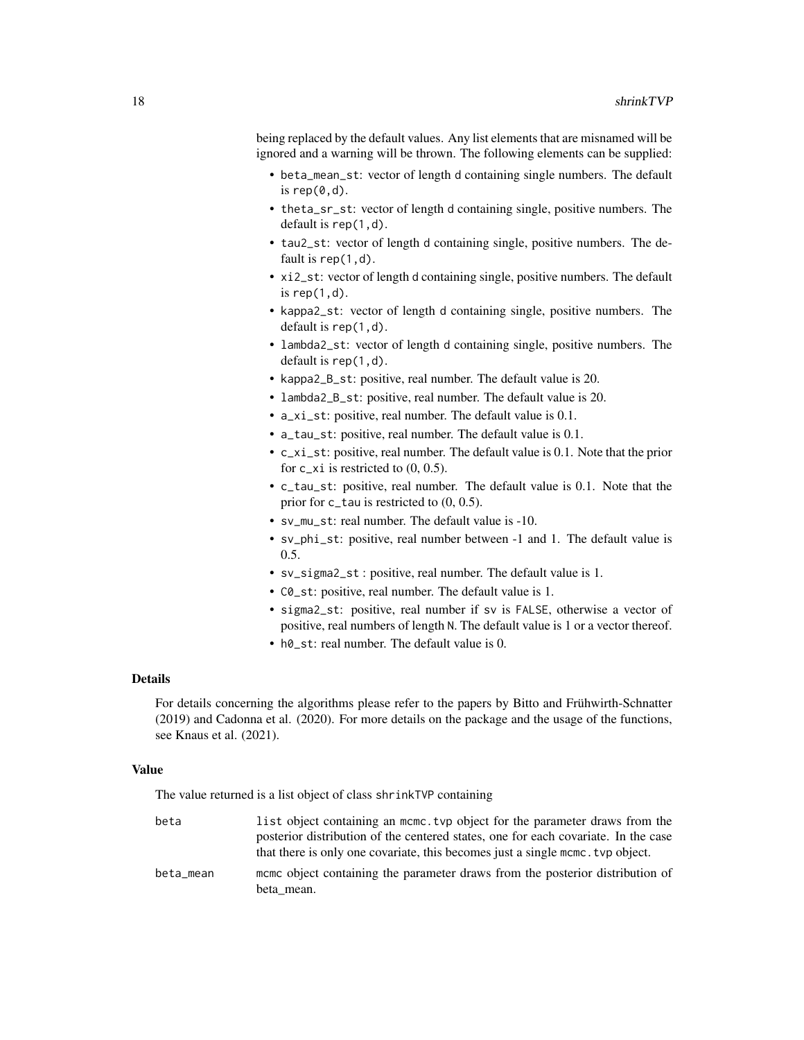being replaced by the default values. Any list elements that are misnamed will be ignored and a warning will be thrown. The following elements can be supplied:

- `beta_mean_st`: vector of length `d` containing single numbers. The default is `rep(0,d)`.
- `theta_sr_st`: vector of length `d` containing single, positive numbers. The default is `rep(1,d)`.
- `tau2_st`: vector of length `d` containing single, positive numbers. The default is `rep(1,d)`.
- `xi2_st`: vector of length `d` containing single, positive numbers. The default is `rep(1,d)`.
- `kappa2_st`: vector of length `d` containing single, positive numbers. The default is `rep(1,d)`.
- `lambda2_st`: vector of length `d` containing single, positive numbers. The default is `rep(1,d)`.
- `kappa2_B_st`: positive, real number. The default value is 20.
- `lambda2_B_st`: positive, real number. The default value is 20.
- `a_xi_st`: positive, real number. The default value is 0.1.
- `a_tau_st`: positive, real number. The default value is 0.1.
- `c_xi_st`: positive, real number. The default value is 0.1. Note that the prior for `c_xi` is restricted to (0, 0.5).
- `c_tau_st`: positive, real number. The default value is 0.1. Note that the prior for `c_tau` is restricted to (0, 0.5).
- `sv_mu_st`: real number. The default value is -10.
- `sv_phi_st`: positive, real number between -1 and 1. The default value is 0.5.
- `sv_sigma2_st` : positive, real number. The default value is 1.
- `C0_st`: positive, real number. The default value is 1.
- `sigma2_st`: positive, real number if `sv` is `FALSE`, otherwise a vector of positive, real numbers of length `N`. The default value is 1 or a vector thereof.
- `h0_st`: real number. The default value is 0.

## Details

For details concerning the algorithms please refer to the papers by Bitto and Frühwirth-Schnatter (2019) and Cadonna et al. (2020). For more details on the package and the usage of the functions, see Knaus et al. (2021).

## Value

The value returned is a list object of class `shrinkTVP` containing

| | |
|---|---|
| `beta` | `list` object containing an `mcmc.tvp` object for the parameter draws from the posterior distribution of the centered states, one for each covariate. In the case that there is only one covariate, this becomes just a single `mcmc.tvp` object. |
| `beta_mean` | `mcmc` object containing the parameter draws from the posterior distribution of beta_mean. |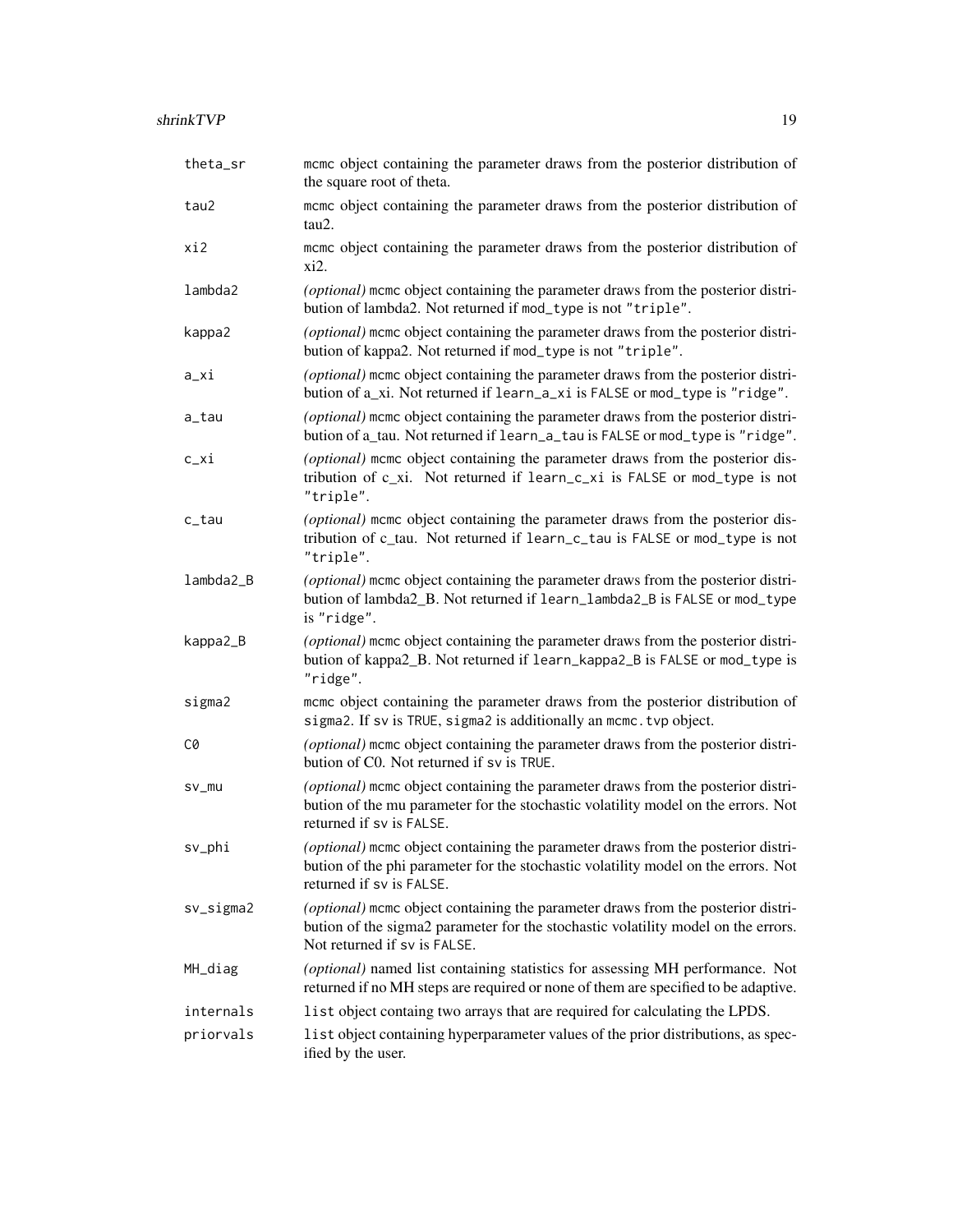| | |
|---|---|
| theta_sr | mcmc object containing the parameter draws from the posterior distribution of the square root of theta. |
| tau2 | mcmc object containing the parameter draws from the posterior distribution of tau2. |
| xi2 | mcmc object containing the parameter draws from the posterior distribution of xi2. |
| lambda2 | *(optional)* mcmc object containing the parameter draws from the posterior distribution of lambda2. Not returned if mod_type is not "triple". |
| kappa2 | *(optional)* mcmc object containing the parameter draws from the posterior distribution of kappa2. Not returned if mod_type is not "triple". |
| a_xi | *(optional)* mcmc object containing the parameter draws from the posterior distribution of a_xi. Not returned if learn_a_xi is FALSE or mod_type is "ridge". |
| a_tau | *(optional)* mcmc object containing the parameter draws from the posterior distribution of a_tau. Not returned if learn_a_tau is FALSE or mod_type is "ridge". |
| c_xi | *(optional)* mcmc object containing the parameter draws from the posterior distribution of c_xi. Not returned if learn_c_xi is FALSE or mod_type is not "triple". |
| c_tau | *(optional)* mcmc object containing the parameter draws from the posterior distribution of c_tau. Not returned if learn_c_tau is FALSE or mod_type is not "triple". |
| lambda2_B | *(optional)* mcmc object containing the parameter draws from the posterior distribution of lambda2_B. Not returned if learn_lambda2_B is FALSE or mod_type is "ridge". |
| kappa2_B | *(optional)* mcmc object containing the parameter draws from the posterior distribution of kappa2_B. Not returned if learn_kappa2_B is FALSE or mod_type is "ridge". |
| sigma2 | mcmc object containing the parameter draws from the posterior distribution of sigma2. If sv is TRUE, sigma2 is additionally an mcmc.tvp object. |
| C0 | *(optional)* mcmc object containing the parameter draws from the posterior distribution of C0. Not returned if sv is TRUE. |
| sv_mu | *(optional)* mcmc object containing the parameter draws from the posterior distribution of the mu parameter for the stochastic volatility model on the errors. Not returned if sv is FALSE. |
| sv_phi | *(optional)* mcmc object containing the parameter draws from the posterior distribution of the phi parameter for the stochastic volatility model on the errors. Not returned if sv is FALSE. |
| sv_sigma2 | *(optional)* mcmc object containing the parameter draws from the posterior distribution of the sigma2 parameter for the stochastic volatility model on the errors. Not returned if sv is FALSE. |
| MH_diag | *(optional)* named list containing statistics for assessing MH performance. Not returned if no MH steps are required or none of them are specified to be adaptive. |
| internals | list object containg two arrays that are required for calculating the LPDS. |
| priorvals | list object containing hyperparameter values of the prior distributions, as specified by the user. |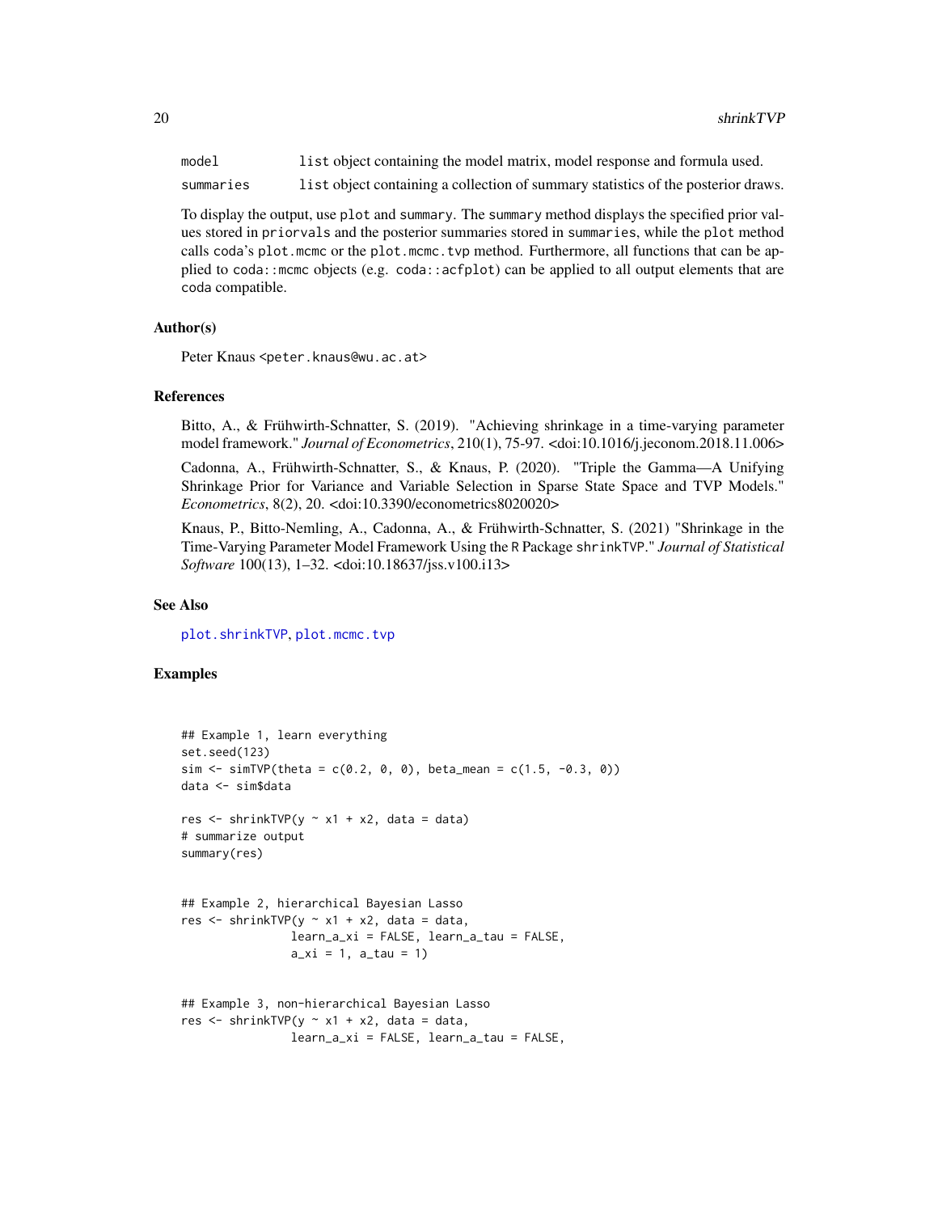| | |
|---|---|
| `model` | `list` object containing the model matrix, model response and formula used. |
| `summaries` | `list` object containing a collection of summary statistics of the posterior draws. |

To display the output, use `plot` and `summary`. The `summary` method displays the specified prior values stored in `priorvals` and the posterior summaries stored in `summaries`, while the `plot` method calls `coda`'s `plot.mcmc` or the `plot.mcmc.tvp` method. Furthermore, all functions that can be applied to `coda::mcmc` objects (e.g. `coda::acfplot`) can be applied to all output elements that are `coda` compatible.

### Author(s)

Peter Knaus <peter.knaus@wu.ac.at>

### References

Bitto, A., & Frühwirth-Schnatter, S. (2019). "Achieving shrinkage in a time-varying parameter model framework." *Journal of Econometrics*, 210(1), 75-97. <doi:10.1016/j.jeconom.2018.11.006>

Cadonna, A., Frühwirth-Schnatter, S., & Knaus, P. (2020). "Triple the Gamma—A Unifying Shrinkage Prior for Variance and Variable Selection in Sparse State Space and TVP Models." *Econometrics*, 8(2), 20. <doi:10.3390/econometrics8020020>

Knaus, P., Bitto-Nemling, A., Cadonna, A., & Frühwirth-Schnatter, S. (2021) "Shrinkage in the Time-Varying Parameter Model Framework Using the R Package `shrinkTVP`." *Journal of Statistical Software* 100(13), 1–32. <doi:10.18637/jss.v100.i13>

### See Also

`plot.shrinkTVP`, `plot.mcmc.tvp`

### Examples

```
## Example 1, learn everything
set.seed(123)
sim <- simTVP(theta = c(0.2, 0, 0), beta_mean = c(1.5, -0.3, 0))
data <- sim$data

res <- shrinkTVP(y ~ x1 + x2, data = data)
# summarize output
summary(res)


## Example 2, hierarchical Bayesian Lasso
res <- shrinkTVP(y ~ x1 + x2, data = data,
                 learn_a_xi = FALSE, learn_a_tau = FALSE,
                 a_xi = 1, a_tau = 1)


## Example 3, non-hierarchical Bayesian Lasso
res <- shrinkTVP(y ~ x1 + x2, data = data,
                 learn_a_xi = FALSE, learn_a_tau = FALSE,
```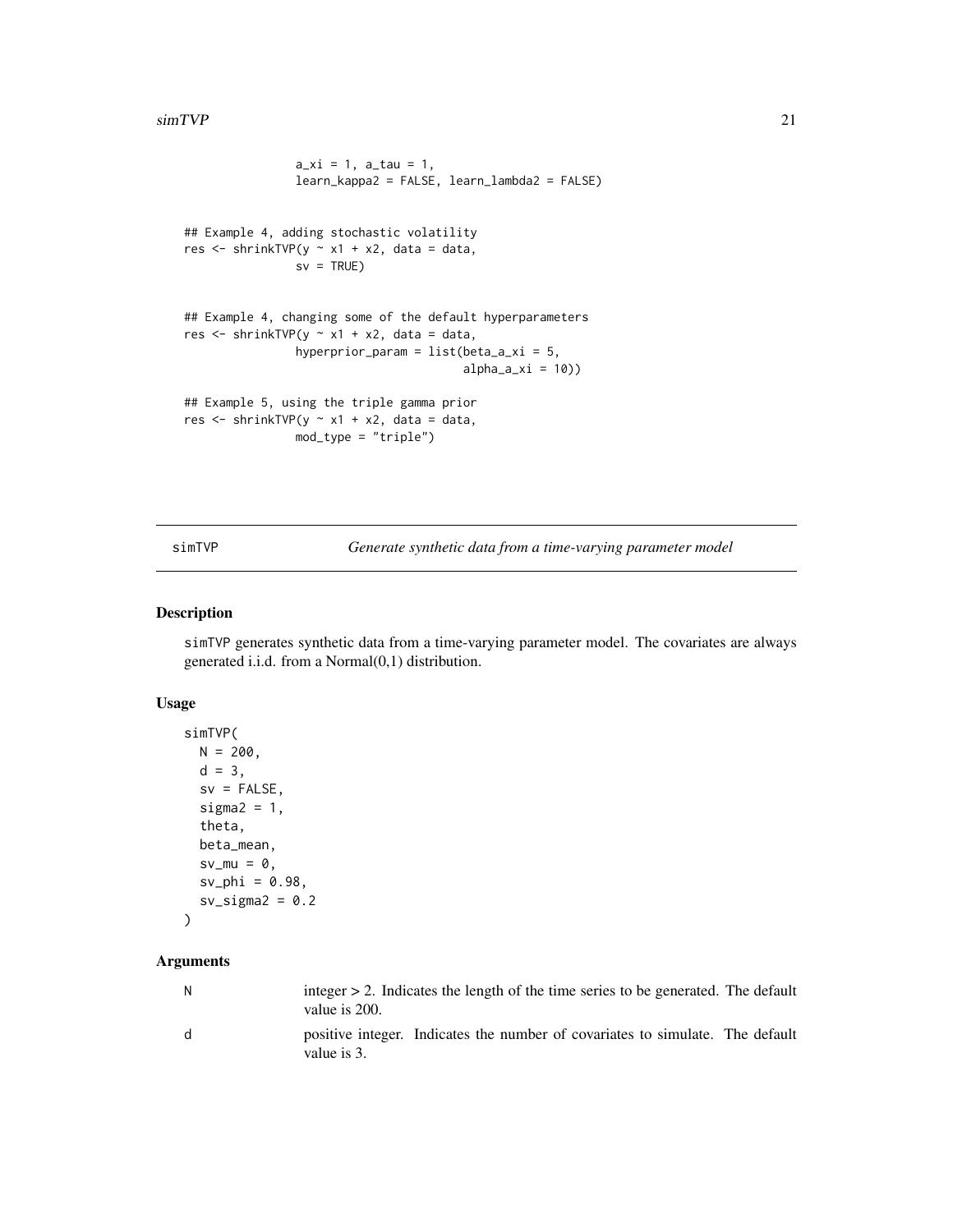```
                a_xi = 1, a_tau = 1,
                learn_kappa2 = FALSE, learn_lambda2 = FALSE)


## Example 4, adding stochastic volatility
res <- shrinkTVP(y ~ x1 + x2, data = data,
                sv = TRUE)


## Example 4, changing some of the default hyperparameters
res <- shrinkTVP(y ~ x1 + x2, data = data,
                hyperprior_param = list(beta_a_xi = 5,
                                        alpha_a_xi = 10))

## Example 5, using the triple gamma prior
res <- shrinkTVP(y ~ x1 + x2, data = data,
                mod_type = "triple")
```

## simTVP — *Generate synthetic data from a time-varying parameter model*

### Description

simTVP generates synthetic data from a time-varying parameter model. The covariates are always generated i.i.d. from a Normal(0,1) distribution.

### Usage

```
simTVP(
  N = 200,
  d = 3,
  sv = FALSE,
  sigma2 = 1,
  theta,
  beta_mean,
  sv_mu = 0,
  sv_phi = 0.98,
  sv_sigma2 = 0.2
)
```

### Arguments

| | |
|---|---|
| N | integer > 2. Indicates the length of the time series to be generated. The default value is 200. |
| d | positive integer. Indicates the number of covariates to simulate. The default value is 3. |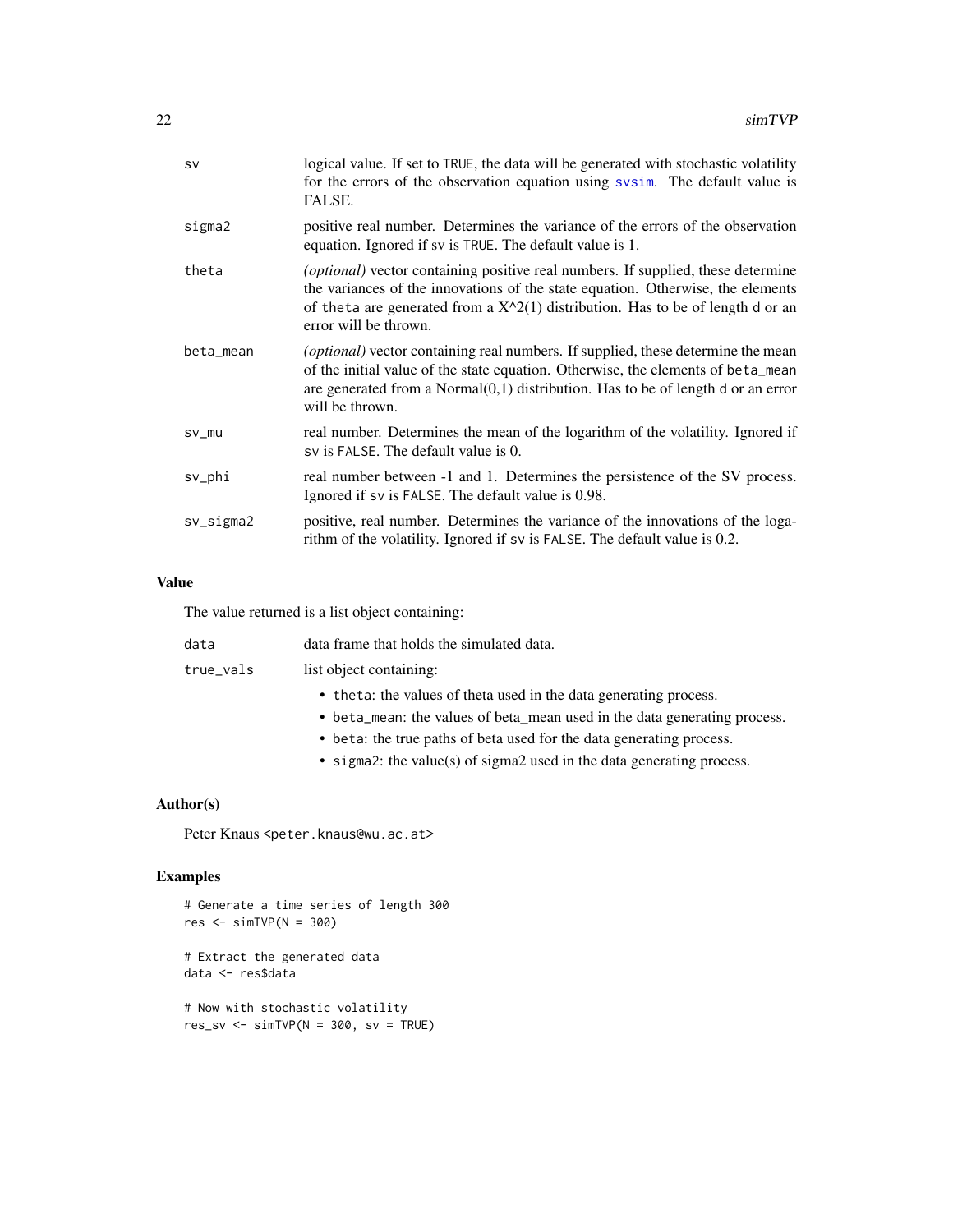| | |
|---|---|
| sv | logical value. If set to TRUE, the data will be generated with stochastic volatility for the errors of the observation equation using svsim. The default value is FALSE. |
| sigma2 | positive real number. Determines the variance of the errors of the observation equation. Ignored if sv is TRUE. The default value is 1. |
| theta | *(optional)* vector containing positive real numbers. If supplied, these determine the variances of the innovations of the state equation. Otherwise, the elements of theta are generated from a X^2(1) distribution. Has to be of length d or an error will be thrown. |
| beta_mean | *(optional)* vector containing real numbers. If supplied, these determine the mean of the initial value of the state equation. Otherwise, the elements of beta_mean are generated from a Normal(0,1) distribution. Has to be of length d or an error will be thrown. |
| sv_mu | real number. Determines the mean of the logarithm of the volatility. Ignored if sv is FALSE. The default value is 0. |
| sv_phi | real number between -1 and 1. Determines the persistence of the SV process. Ignored if sv is FALSE. The default value is 0.98. |
| sv_sigma2 | positive, real number. Determines the variance of the innovations of the logarithm of the volatility. Ignored if sv is FALSE. The default value is 0.2. |

## Value

The value returned is a list object containing:

data
: data frame that holds the simulated data.

true_vals
: list object containing:

  - theta: the values of theta used in the data generating process.
  - beta_mean: the values of beta_mean used in the data generating process.
  - beta: the true paths of beta used for the data generating process.
  - sigma2: the value(s) of sigma2 used in the data generating process.

## Author(s)

Peter Knaus <peter.knaus@wu.ac.at>

## Examples

```
# Generate a time series of length 300
res <- simTVP(N = 300)

# Extract the generated data
data <- res$data

# Now with stochastic volatility
res_sv <- simTVP(N = 300, sv = TRUE)
```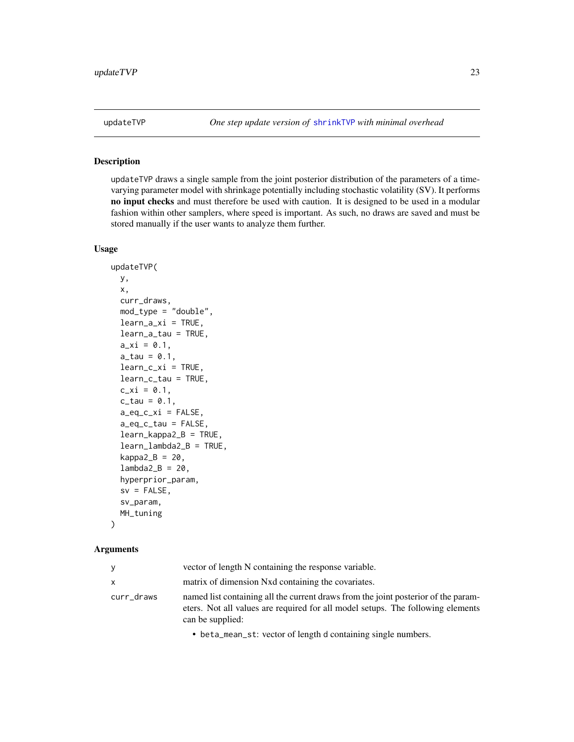## updateTVP — *One step update version of shrinkTVP with minimal overhead*

### Description

updateTVP draws a single sample from the joint posterior distribution of the parameters of a time-varying parameter model with shrinkage potentially including stochastic volatility (SV). It performs **no input checks** and must therefore be used with caution. It is designed to be used in a modular fashion within other samplers, where speed is important. As such, no draws are saved and must be stored manually if the user wants to analyze them further.

### Usage

```
updateTVP(
  y,
  x,
  curr_draws,
  mod_type = "double",
  learn_a_xi = TRUE,
  learn_a_tau = TRUE,
  a_xi = 0.1,
  a_tau = 0.1,
  learn_c_xi = TRUE,
  learn_c_tau = TRUE,
  c_xi = 0.1,
  c_tau = 0.1,
  a_eq_c_xi = FALSE,
  a_eq_c_tau = FALSE,
  learn_kappa2_B = TRUE,
  learn_lambda2_B = TRUE,
  kappa2_B = 20,
  lambda2_B = 20,
  hyperprior_param,
  sv = FALSE,
  sv_param,
  MH_tuning
)
```

### Arguments

| | |
|---|---|
| y | vector of length N containing the response variable. |
| x | matrix of dimension Nxd containing the covariates. |
| curr_draws | named list containing all the current draws from the joint posterior of the parameters. Not all values are required for all model setups. The following elements can be supplied:<br>• beta_mean_st: vector of length d containing single numbers. |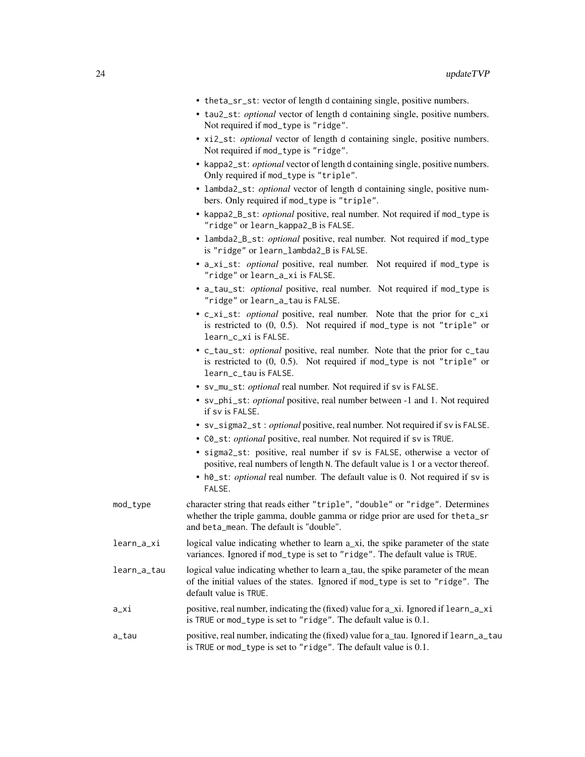- theta_sr_st: vector of length d containing single, positive numbers.
- tau2_st: *optional* vector of length d containing single, positive numbers. Not required if mod_type is "ridge".
- xi2_st: *optional* vector of length d containing single, positive numbers. Not required if mod_type is "ridge".
- kappa2_st: *optional* vector of length d containing single, positive numbers. Only required if mod_type is "triple".
- lambda2_st: *optional* vector of length d containing single, positive numbers. Only required if mod_type is "triple".
- kappa2_B_st: *optional* positive, real number. Not required if mod_type is "ridge" or learn_kappa2_B is FALSE.
- lambda2_B_st: *optional* positive, real number. Not required if mod_type is "ridge" or learn_lambda2_B is FALSE.
- a_xi_st: *optional* positive, real number. Not required if mod_type is "ridge" or learn_a_xi is FALSE.
- a_tau_st: *optional* positive, real number. Not required if mod_type is "ridge" or learn_a_tau is FALSE.
- c_xi_st: *optional* positive, real number. Note that the prior for c_xi is restricted to (0, 0.5). Not required if mod_type is not "triple" or learn_c_xi is FALSE.
- c_tau_st: *optional* positive, real number. Note that the prior for c_tau is restricted to (0, 0.5). Not required if mod_type is not "triple" or learn_c_tau is FALSE.
- sv_mu_st: *optional* real number. Not required if sv is FALSE.
- sv_phi_st: *optional* positive, real number between -1 and 1. Not required if sv is FALSE.
- sv_sigma2_st : *optional* positive, real number. Not required if sv is FALSE.
- C0_st: *optional* positive, real number. Not required if sv is TRUE.
- sigma2_st: positive, real number if sv is FALSE, otherwise a vector of positive, real numbers of length N. The default value is 1 or a vector thereof.
- h0_st: *optional* real number. The default value is 0. Not required if sv is FALSE.

mod_type
: character string that reads either "triple", "double" or "ridge". Determines whether the triple gamma, double gamma or ridge prior are used for theta_sr and beta_mean. The default is "double".

learn_a_xi
: logical value indicating whether to learn a_xi, the spike parameter of the state variances. Ignored if mod_type is set to "ridge". The default value is TRUE.

learn_a_tau
: logical value indicating whether to learn a_tau, the spike parameter of the mean of the initial values of the states. Ignored if mod_type is set to "ridge". The default value is TRUE.

a_xi
: positive, real number, indicating the (fixed) value for a_xi. Ignored if learn_a_xi is TRUE or mod_type is set to "ridge". The default value is 0.1.

a_tau
: positive, real number, indicating the (fixed) value for a_tau. Ignored if learn_a_tau is TRUE or mod_type is set to "ridge". The default value is 0.1.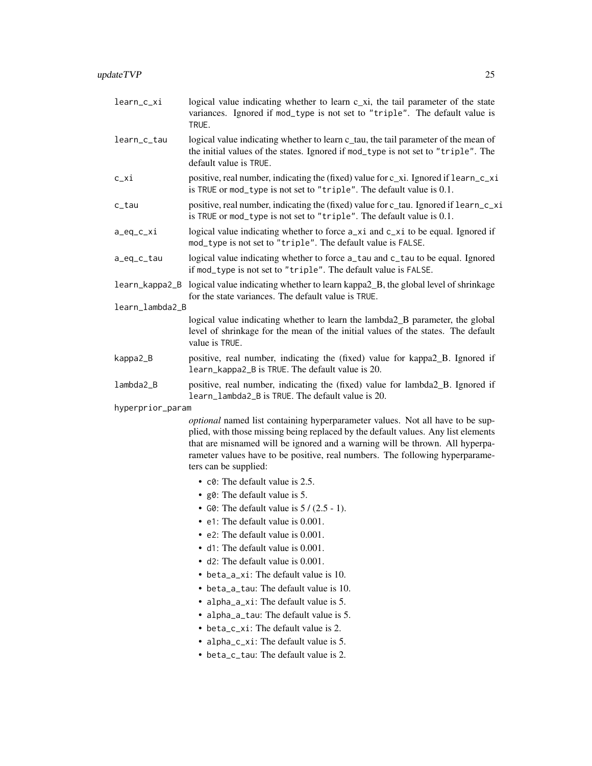`learn_c_xi`
: logical value indicating whether to learn c_xi, the tail parameter of the state variances. Ignored if `mod_type` is not set to `"triple"`. The default value is `TRUE`.

`learn_c_tau`
: logical value indicating whether to learn c_tau, the tail parameter of the mean of the initial values of the states. Ignored if `mod_type` is not set to `"triple"`. The default value is `TRUE`.

`c_xi`
: positive, real number, indicating the (fixed) value for c_xi. Ignored if `learn_c_xi` is `TRUE` or `mod_type` is not set to `"triple"`. The default value is 0.1.

`c_tau`
: positive, real number, indicating the (fixed) value for c_tau. Ignored if `learn_c_xi` is `TRUE` or `mod_type` is not set to `"triple"`. The default value is 0.1.

`a_eq_c_xi`
: logical value indicating whether to force `a_xi` and `c_xi` to be equal. Ignored if `mod_type` is not set to `"triple"`. The default value is `FALSE`.

`a_eq_c_tau`
: logical value indicating whether to force `a_tau` and `c_tau` to be equal. Ignored if `mod_type` is not set to `"triple"`. The default value is `FALSE`.

`learn_kappa2_B`
: logical value indicating whether to learn kappa2_B, the global level of shrinkage for the state variances. The default value is `TRUE`.

`learn_lambda2_B`
: logical value indicating whether to learn the lambda2_B parameter, the global level of shrinkage for the mean of the initial values of the states. The default value is `TRUE`.

`kappa2_B`
: positive, real number, indicating the (fixed) value for kappa2_B. Ignored if `learn_kappa2_B` is `TRUE`. The default value is 20.

`lambda2_B`
: positive, real number, indicating the (fixed) value for lambda2_B. Ignored if `learn_lambda2_B` is `TRUE`. The default value is 20.

`hyperprior_param`
: *optional* named list containing hyperparameter values. Not all have to be supplied, with those missing being replaced by the default values. Any list elements that are misnamed will be ignored and a warning will be thrown. All hyperparameter values have to be positive, real numbers. The following hyperparameters can be supplied:

  - `c0`: The default value is 2.5.
  - `g0`: The default value is 5.
  - `G0`: The default value is 5 / (2.5 - 1).
  - `e1`: The default value is 0.001.
  - `e2`: The default value is 0.001.
  - `d1`: The default value is 0.001.
  - `d2`: The default value is 0.001.
  - `beta_a_xi`: The default value is 10.
  - `beta_a_tau`: The default value is 10.
  - `alpha_a_xi`: The default value is 5.
  - `alpha_a_tau`: The default value is 5.
  - `beta_c_xi`: The default value is 2.
  - `alpha_c_xi`: The default value is 5.
  - `beta_c_tau`: The default value is 2.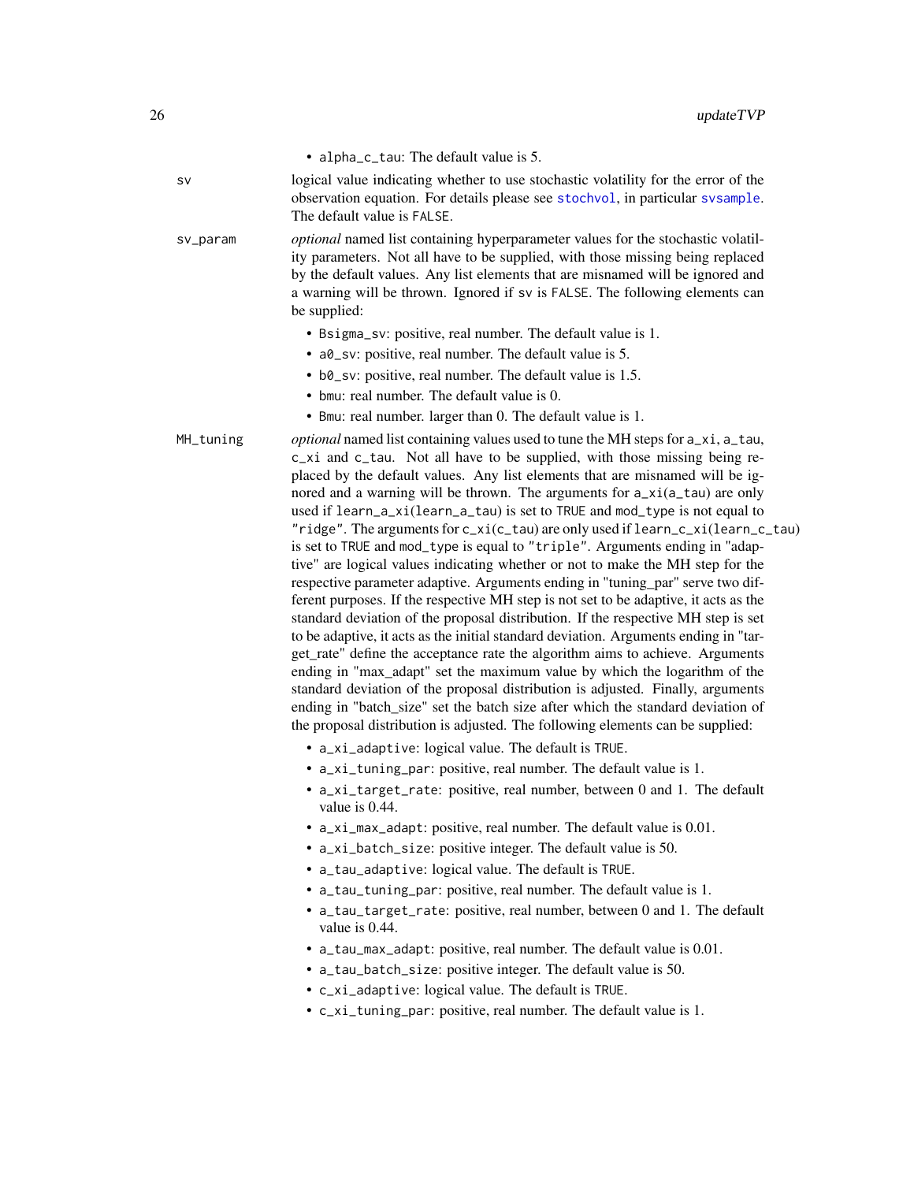- alpha_c_tau: The default value is 5.

**sv**
: logical value indicating whether to use stochastic volatility for the error of the observation equation. For details please see stochvol, in particular svsample. The default value is FALSE.

**sv_param**
: *optional* named list containing hyperparameter values for the stochastic volatility parameters. Not all have to be supplied, with those missing being replaced by the default values. Any list elements that are misnamed will be ignored and a warning will be thrown. Ignored if sv is FALSE. The following elements can be supplied:

- Bsigma_sv: positive, real number. The default value is 1.
- a0_sv: positive, real number. The default value is 5.
- b0_sv: positive, real number. The default value is 1.5.
- bmu: real number. The default value is 0.
- Bmu: real number. larger than 0. The default value is 1.

**MH_tuning**
: *optional* named list containing values used to tune the MH steps for a_xi, a_tau, c_xi and c_tau. Not all have to be supplied, with those missing being replaced by the default values. Any list elements that are misnamed will be ignored and a warning will be thrown. The arguments for a_xi(a_tau) are only used if learn_a_xi(learn_a_tau) is set to TRUE and mod_type is not equal to "ridge". The arguments for c_xi(c_tau) are only used if learn_c_xi(learn_c_tau) is set to TRUE and mod_type is equal to "triple". Arguments ending in "adaptive" are logical values indicating whether or not to make the MH step for the respective parameter adaptive. Arguments ending in "tuning_par" serve two different purposes. If the respective MH step is not set to be adaptive, it acts as the standard deviation of the proposal distribution. If the respective MH step is set to be adaptive, it acts as the initial standard deviation. Arguments ending in "target_rate" define the acceptance rate the algorithm aims to achieve. Arguments ending in "max_adapt" set the maximum value by which the logarithm of the standard deviation of the proposal distribution is adjusted. Finally, arguments ending in "batch_size" set the batch size after which the standard deviation of the proposal distribution is adjusted. The following elements can be supplied:

- a_xi_adaptive: logical value. The default is TRUE.
- a_xi_tuning_par: positive, real number. The default value is 1.
- a_xi_target_rate: positive, real number, between 0 and 1. The default value is 0.44.
- a_xi_max_adapt: positive, real number. The default value is 0.01.
- a_xi_batch_size: positive integer. The default value is 50.
- a_tau_adaptive: logical value. The default is TRUE.
- a_tau_tuning_par: positive, real number. The default value is 1.
- a_tau_target_rate: positive, real number, between 0 and 1. The default value is 0.44.
- a_tau_max_adapt: positive, real number. The default value is 0.01.
- a_tau_batch_size: positive integer. The default value is 50.
- c_xi_adaptive: logical value. The default is TRUE.
- c_xi_tuning_par: positive, real number. The default value is 1.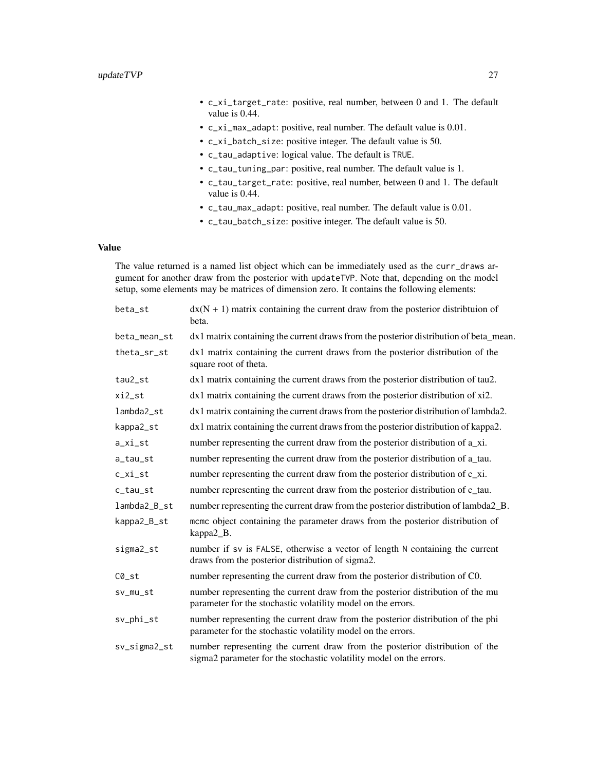- `c_xi_target_rate`: positive, real number, between 0 and 1. The default value is 0.44.
- `c_xi_max_adapt`: positive, real number. The default value is 0.01.
- `c_xi_batch_size`: positive integer. The default value is 50.
- `c_tau_adaptive`: logical value. The default is `TRUE`.
- `c_tau_tuning_par`: positive, real number. The default value is 1.
- `c_tau_target_rate`: positive, real number, between 0 and 1. The default value is 0.44.
- `c_tau_max_adapt`: positive, real number. The default value is 0.01.
- `c_tau_batch_size`: positive integer. The default value is 50.

### Value

The value returned is a named list object which can be immediately used as the `curr_draws` argument for another draw from the posterior with `updateTVP`. Note that, depending on the model setup, some elements may be matrices of dimension zero. It contains the following elements:

| | |
|---|---|
| `beta_st` | dx(N + 1) matrix containing the current draw from the posterior distribtuion of beta. |
| `beta_mean_st` | dx1 matrix containing the current draws from the posterior distribution of beta_mean. |
| `theta_sr_st` | dx1 matrix containing the current draws from the posterior distribution of the square root of theta. |
| `tau2_st` | dx1 matrix containing the current draws from the posterior distribution of tau2. |
| `xi2_st` | dx1 matrix containing the current draws from the posterior distribution of xi2. |
| `lambda2_st` | dx1 matrix containing the current draws from the posterior distribution of lambda2. |
| `kappa2_st` | dx1 matrix containing the current draws from the posterior distribution of kappa2. |
| `a_xi_st` | number representing the current draw from the posterior distribution of a_xi. |
| `a_tau_st` | number representing the current draw from the posterior distribution of a_tau. |
| `c_xi_st` | number representing the current draw from the posterior distribution of c_xi. |
| `c_tau_st` | number representing the current draw from the posterior distribution of c_tau. |
| `lambda2_B_st` | number representing the current draw from the posterior distribution of lambda2_B. |
| `kappa2_B_st` | `mcmc` object containing the parameter draws from the posterior distribution of kappa2_B. |
| `sigma2_st` | number if `sv` is `FALSE`, otherwise a vector of length `N` containing the current draws from the posterior distribution of sigma2. |
| `C0_st` | number representing the current draw from the posterior distribution of C0. |
| `sv_mu_st` | number representing the current draw from the posterior distribution of the mu parameter for the stochastic volatility model on the errors. |
| `sv_phi_st` | number representing the current draw from the posterior distribution of the phi parameter for the stochastic volatility model on the errors. |
| `sv_sigma2_st` | number representing the current draw from the posterior distribution of the sigma2 parameter for the stochastic volatility model on the errors. |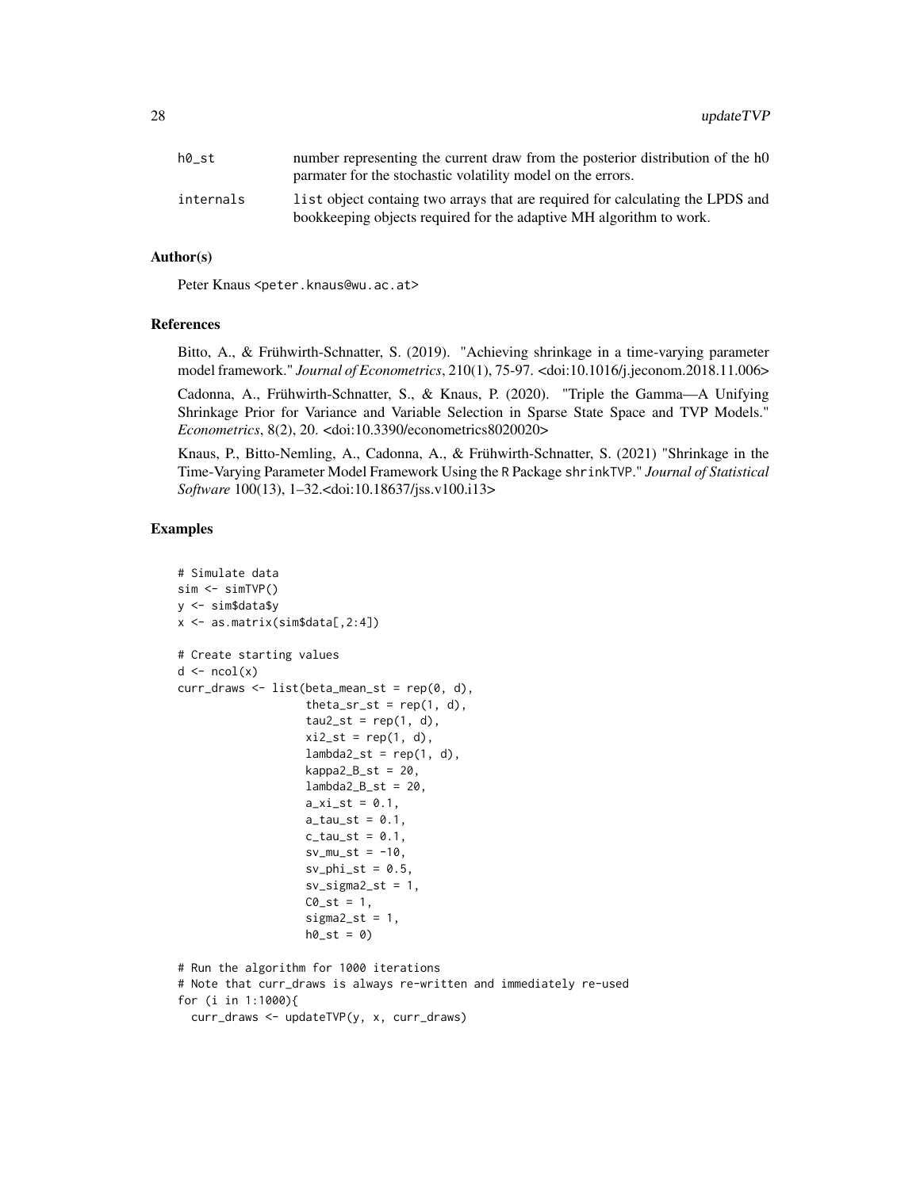| | |
|---|---|
| h0_st | number representing the current draw from the posterior distribution of the h0 parmater for the stochastic volatility model on the errors. |
| internals | list object containg two arrays that are required for calculating the LPDS and bookkeeping objects required for the adaptive MH algorithm to work. |

## Author(s)

Peter Knaus <peter.knaus@wu.ac.at>

## References

Bitto, A., & Frühwirth-Schnatter, S. (2019). "Achieving shrinkage in a time-varying parameter model framework." *Journal of Econometrics*, 210(1), 75-97. <doi:10.1016/j.jeconom.2018.11.006>

Cadonna, A., Frühwirth-Schnatter, S., & Knaus, P. (2020). "Triple the Gamma—A Unifying Shrinkage Prior for Variance and Variable Selection in Sparse State Space and TVP Models." *Econometrics*, 8(2), 20. <doi:10.3390/econometrics8020020>

Knaus, P., Bitto-Nemling, A., Cadonna, A., & Frühwirth-Schnatter, S. (2021) "Shrinkage in the Time-Varying Parameter Model Framework Using the R Package shrinkTVP." *Journal of Statistical Software* 100(13), 1–32.<doi:10.18637/jss.v100.i13>

## Examples

```
# Simulate data
sim <- simTVP()
y <- sim$data$y
x <- as.matrix(sim$data[,2:4])

# Create starting values
d <- ncol(x)
curr_draws <- list(beta_mean_st = rep(0, d),
                   theta_sr_st = rep(1, d),
                   tau2_st = rep(1, d),
                   xi2_st = rep(1, d),
                   lambda2_st = rep(1, d),
                   kappa2_B_st = 20,
                   lambda2_B_st = 20,
                   a_xi_st = 0.1,
                   a_tau_st = 0.1,
                   c_tau_st = 0.1,
                   sv_mu_st = -10,
                   sv_phi_st = 0.5,
                   sv_sigma2_st = 1,
                   C0_st = 1,
                   sigma2_st = 1,
                   h0_st = 0)

# Run the algorithm for 1000 iterations
# Note that curr_draws is always re-written and immediately re-used
for (i in 1:1000){
  curr_draws <- updateTVP(y, x, curr_draws)
```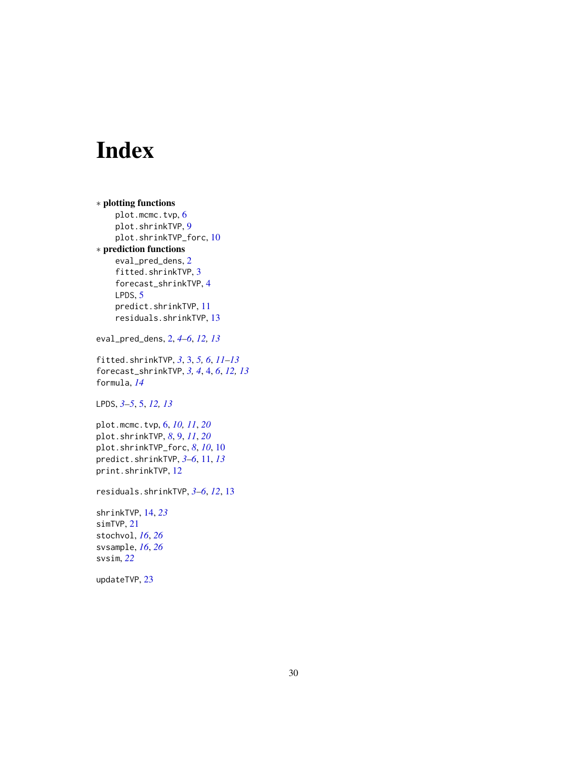# Index

∗ **plotting functions**
    plot.mcmc.tvp, 6
    plot.shrinkTVP, 9
    plot.shrinkTVP_forc, 10
∗ **prediction functions**
    eval_pred_dens, 2
    fitted.shrinkTVP, 3
    forecast_shrinkTVP, 4
    LPDS, 5
    predict.shrinkTVP, 11
    residuals.shrinkTVP, 13

eval_pred_dens, 2, *4–6*, *12, 13*

fitted.shrinkTVP, *3*, 3, *5, 6*, *11–13*
forecast_shrinkTVP, *3, 4*, 4, *6*, *12, 13*
formula, *14*

LPDS, *3–5*, 5, *12, 13*

plot.mcmc.tvp, 6, *10, 11*, *20*
plot.shrinkTVP, *8*, 9, *11*, *20*
plot.shrinkTVP_forc, *8*, *10*, 10
predict.shrinkTVP, *3–6*, 11, *13*
print.shrinkTVP, 12

residuals.shrinkTVP, *3–6*, *12*, 13

shrinkTVP, 14, *23*
simTVP, 21
stochvol, *16*, *26*
svsample, *16*, *26*
svsim, *22*

updateTVP, 23